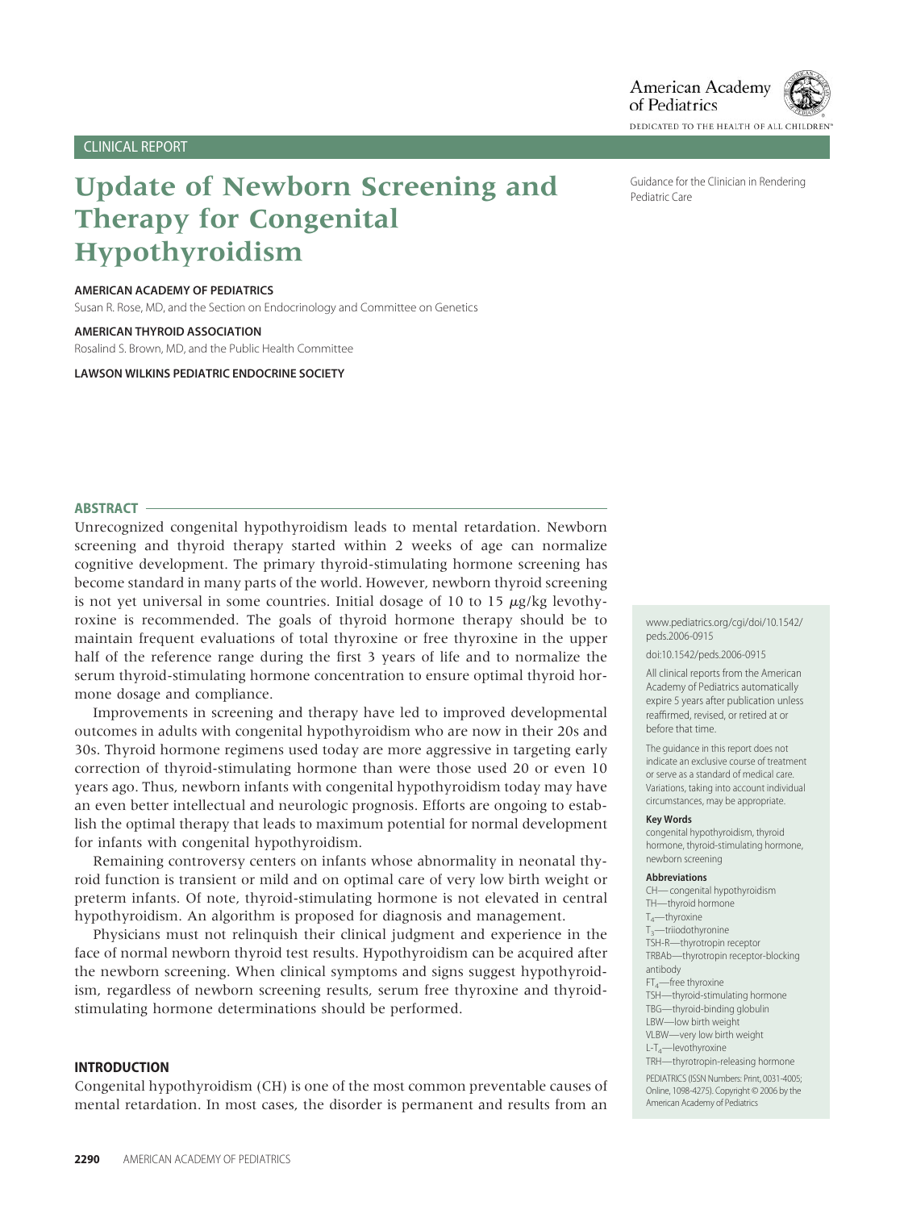CLINICAL REPORT

# Update of Newborn Screening and Therapy for Congenital Hypothyroidism

Guidance for the Clinician in Rendering Pediatric Care

**AMERICAN ACADEMY OF PEDIATRICS**
Susan R. Rose, MD, and the Section on Endocrinology and Committee on Genetics

**AMERICAN THYROID ASSOCIATION**
Rosalind S. Brown, MD, and the Public Health Committee

**LAWSON WILKINS PEDIATRIC ENDOCRINE SOCIETY**

## ABSTRACT

Unrecognized congenital hypothyroidism leads to mental retardation. Newborn screening and thyroid therapy started within 2 weeks of age can normalize cognitive development. The primary thyroid-stimulating hormone screening has become standard in many parts of the world. However, newborn thyroid screening is not yet universal in some countries. Initial dosage of 10 to 15 μg/kg levothyroxine is recommended. The goals of thyroid hormone therapy should be to maintain frequent evaluations of total thyroxine or free thyroxine in the upper half of the reference range during the first 3 years of life and to normalize the serum thyroid-stimulating hormone concentration to ensure optimal thyroid hormone dosage and compliance.

Improvements in screening and therapy have led to improved developmental outcomes in adults with congenital hypothyroidism who are now in their 20s and 30s. Thyroid hormone regimens used today are more aggressive in targeting early correction of thyroid-stimulating hormone than were those used 20 or even 10 years ago. Thus, newborn infants with congenital hypothyroidism today may have an even better intellectual and neurologic prognosis. Efforts are ongoing to establish the optimal therapy that leads to maximum potential for normal development for infants with congenital hypothyroidism.

Remaining controversy centers on infants whose abnormality in neonatal thyroid function is transient or mild and on optimal care of very low birth weight or preterm infants. Of note, thyroid-stimulating hormone is not elevated in central hypothyroidism. An algorithm is proposed for diagnosis and management.

Physicians must not relinquish their clinical judgment and experience in the face of normal newborn thyroid test results. Hypothyroidism can be acquired after the newborn screening. When clinical symptoms and signs suggest hypothyroidism, regardless of newborn screening results, serum free thyroxine and thyroid-stimulating hormone determinations should be performed.

www.pediatrics.org/cgi/doi/10.1542/peds.2006-0915

doi:10.1542/peds.2006-0915

All clinical reports from the American Academy of Pediatrics automatically expire 5 years after publication unless reaffirmed, revised, or retired at or before that time.

The guidance in this report does not indicate an exclusive course of treatment or serve as a standard of medical care. Variations, taking into account individual circumstances, may be appropriate.

**Key Words**
congenital hypothyroidism, thyroid hormone, thyroid-stimulating hormone, newborn screening

**Abbreviations**
CH—congenital hypothyroidism
TH—thyroid hormone
$T_4$—thyroxine
$T_3$—triiodothyronine
TSH-R—thyrotropin receptor
TRBAb—thyrotropin receptor-blocking antibody
$FT_4$—free thyroxine
TSH—thyroid-stimulating hormone
TBG—thyroid-binding globulin
LBW—low birth weight
VLBW—very low birth weight
L-$T_4$—levothyroxine
TRH—thyrotropin-releasing hormone

PEDIATRICS (ISSN Numbers: Print, 0031-4005; Online, 1098-4275). Copyright © 2006 by the American Academy of Pediatrics

## INTRODUCTION

Congenital hypothyroidism (CH) is one of the most common preventable causes of mental retardation. In most cases, the disorder is permanent and results from an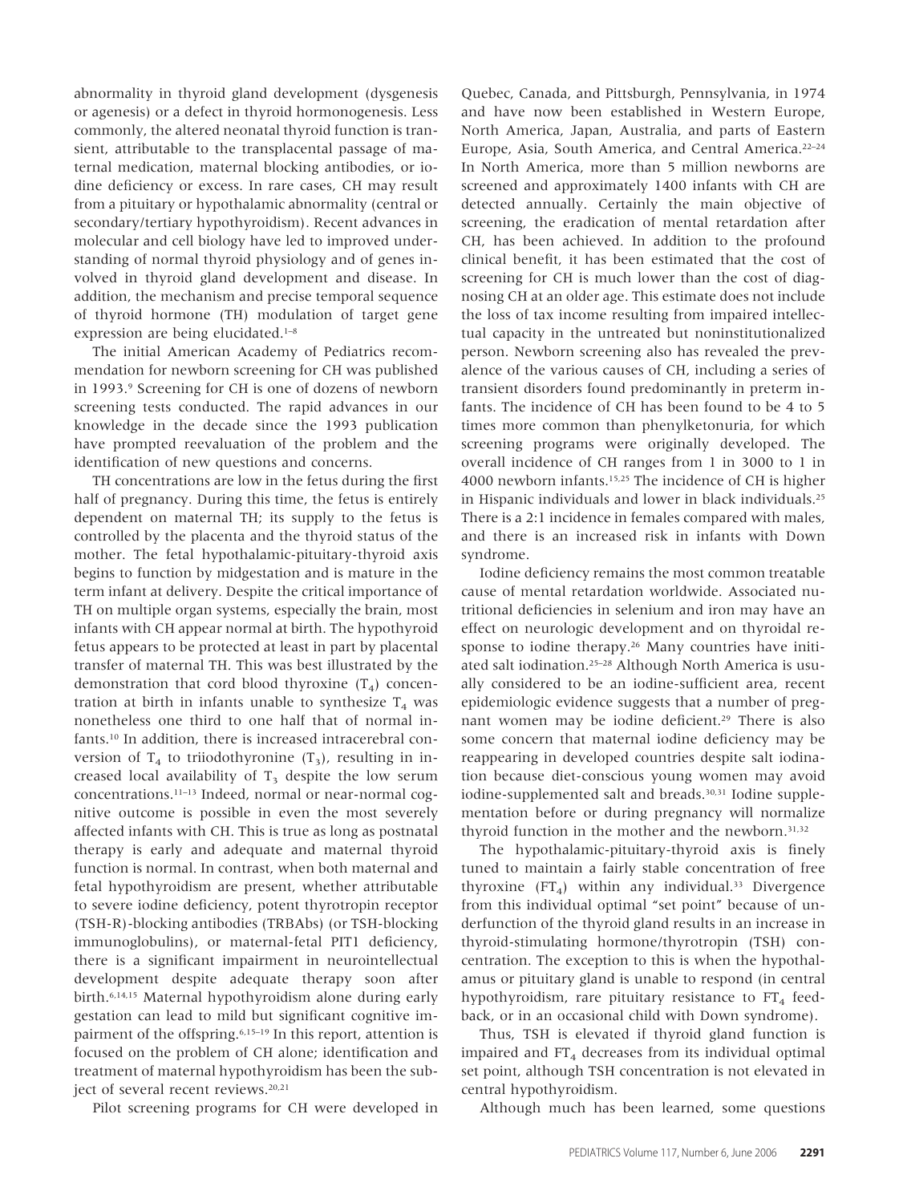abnormality in thyroid gland development (dysgenesis or agenesis) or a defect in thyroid hormonogenesis. Less commonly, the altered neonatal thyroid function is transient, attributable to the transplacental passage of maternal medication, maternal blocking antibodies, or iodine deficiency or excess. In rare cases, CH may result from a pituitary or hypothalamic abnormality (central or secondary/tertiary hypothyroidism). Recent advances in molecular and cell biology have led to improved understanding of normal thyroid physiology and of genes involved in thyroid gland development and disease. In addition, the mechanism and precise temporal sequence of thyroid hormone (TH) modulation of target gene expression are being elucidated.[1–8]

The initial American Academy of Pediatrics recommendation for newborn screening for CH was published in 1993.[9] Screening for CH is one of dozens of newborn screening tests conducted. The rapid advances in our knowledge in the decade since the 1993 publication have prompted reevaluation of the problem and the identification of new questions and concerns.

TH concentrations are low in the fetus during the first half of pregnancy. During this time, the fetus is entirely dependent on maternal TH; its supply to the fetus is controlled by the placenta and the thyroid status of the mother. The fetal hypothalamic-pituitary-thyroid axis begins to function by midgestation and is mature in the term infant at delivery. Despite the critical importance of TH on multiple organ systems, especially the brain, most infants with CH appear normal at birth. The hypothyroid fetus appears to be protected at least in part by placental transfer of maternal TH. This was best illustrated by the demonstration that cord blood thyroxine ($T_4$) concentration at birth in infants unable to synthesize $T_4$ was nonetheless one third to one half that of normal infants.[10] In addition, there is increased intracerebral conversion of $T_4$ to triiodothyronine ($T_3$), resulting in increased local availability of $T_3$ despite the low serum concentrations.[11–13] Indeed, normal or near-normal cognitive outcome is possible in even the most severely affected infants with CH. This is true as long as postnatal therapy is early and adequate and maternal thyroid function is normal. In contrast, when both maternal and fetal hypothyroidism are present, whether attributable to severe iodine deficiency, potent thyrotropin receptor (TSH-R)-blocking antibodies (TRBAbs) (or TSH-blocking immunoglobulins), or maternal-fetal PIT1 deficiency, there is a significant impairment in neurointellectual development despite adequate therapy soon after birth.[6,14,15] Maternal hypothyroidism alone during early gestation can lead to mild but significant cognitive impairment of the offspring.[6,15–19] In this report, attention is focused on the problem of CH alone; identification and treatment of maternal hypothyroidism has been the subject of several recent reviews.[20,21]

Pilot screening programs for CH were developed in Quebec, Canada, and Pittsburgh, Pennsylvania, in 1974 and have now been established in Western Europe, North America, Japan, Australia, and parts of Eastern Europe, Asia, South America, and Central America.[22–24] In North America, more than 5 million newborns are screened and approximately 1400 infants with CH are detected annually. Certainly the main objective of screening, the eradication of mental retardation after CH, has been achieved. In addition to the profound clinical benefit, it has been estimated that the cost of screening for CH is much lower than the cost of diagnosing CH at an older age. This estimate does not include the loss of tax income resulting from impaired intellectual capacity in the untreated but noninstitutionalized person. Newborn screening also has revealed the prevalence of the various causes of CH, including a series of transient disorders found predominantly in preterm infants. The incidence of CH has been found to be 4 to 5 times more common than phenylketonuria, for which screening programs were originally developed. The overall incidence of CH ranges from 1 in 3000 to 1 in 4000 newborn infants.[15,25] The incidence of CH is higher in Hispanic individuals and lower in black individuals.[25] There is a 2:1 incidence in females compared with males, and there is an increased risk in infants with Down syndrome.

Iodine deficiency remains the most common treatable cause of mental retardation worldwide. Associated nutritional deficiencies in selenium and iron may have an effect on neurologic development and on thyroidal response to iodine therapy.[26] Many countries have initiated salt iodination.[25–28] Although North America is usually considered to be an iodine-sufficient area, recent epidemiologic evidence suggests that a number of pregnant women may be iodine deficient.[29] There is also some concern that maternal iodine deficiency may be reappearing in developed countries despite salt iodination because diet-conscious young women may avoid iodine-supplemented salt and breads.[30,31] Iodine supplementation before or during pregnancy will normalize thyroid function in the mother and the newborn.[31,32]

The hypothalamic-pituitary-thyroid axis is finely tuned to maintain a fairly stable concentration of free thyroxine ($FT_4$) within any individual.[33] Divergence from this individual optimal "set point" because of underfunction of the thyroid gland results in an increase in thyroid-stimulating hormone/thyrotropin (TSH) concentration. The exception to this is when the hypothalamus or pituitary gland is unable to respond (in central hypothyroidism, rare pituitary resistance to $FT_4$ feedback, or in an occasional child with Down syndrome).

Thus, TSH is elevated if thyroid gland function is impaired and $FT_4$ decreases from its individual optimal set point, although TSH concentration is not elevated in central hypothyroidism.

Although much has been learned, some questions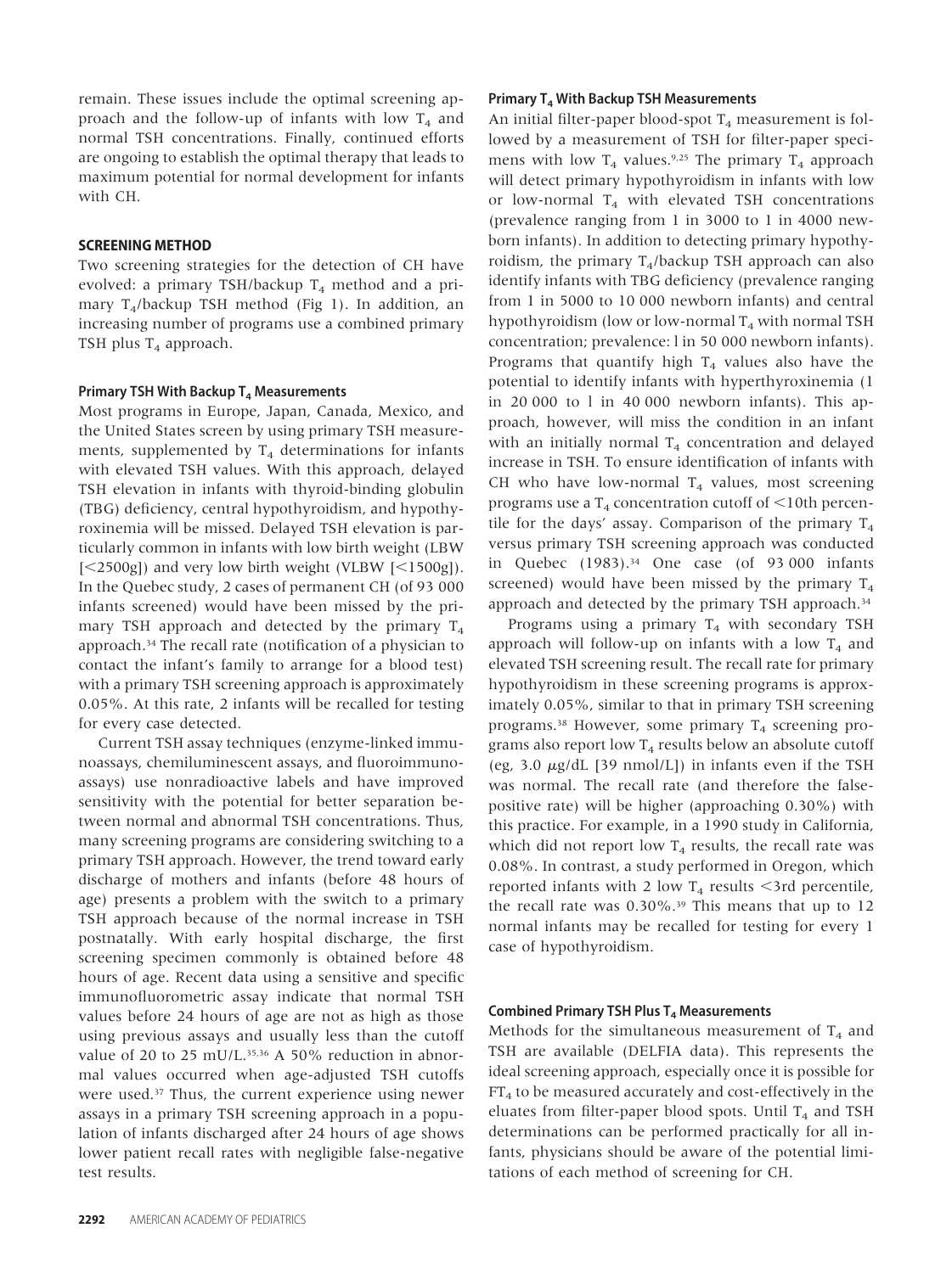remain. These issues include the optimal screening approach and the follow-up of infants with low $T_4$ and normal TSH concentrations. Finally, continued efforts are ongoing to establish the optimal therapy that leads to maximum potential for normal development for infants with CH.

## SCREENING METHOD

Two screening strategies for the detection of CH have evolved: a primary TSH/backup $T_4$ method and a primary $T_4$/backup TSH method (Fig 1). In addition, an increasing number of programs use a combined primary TSH plus $T_4$ approach.

### Primary TSH With Backup $T_4$ Measurements

Most programs in Europe, Japan, Canada, Mexico, and the United States screen by using primary TSH measurements, supplemented by $T_4$ determinations for infants with elevated TSH values. With this approach, delayed TSH elevation in infants with thyroid-binding globulin (TBG) deficiency, central hypothyroidism, and hypothyroxinemia will be missed. Delayed TSH elevation is particularly common in infants with low birth weight (LBW [<2500g]) and very low birth weight (VLBW [<1500g]). In the Quebec study, 2 cases of permanent CH (of 93 000 infants screened) would have been missed by the primary TSH approach and detected by the primary $T_4$ approach.[34] The recall rate (notification of a physician to contact the infant's family to arrange for a blood test) with a primary TSH screening approach is approximately 0.05%. At this rate, 2 infants will be recalled for testing for every case detected.

Current TSH assay techniques (enzyme-linked immunoassays, chemiluminescent assays, and fluoroimmunoassays) use nonradioactive labels and have improved sensitivity with the potential for better separation between normal and abnormal TSH concentrations. Thus, many screening programs are considering switching to a primary TSH approach. However, the trend toward early discharge of mothers and infants (before 48 hours of age) presents a problem with the switch to a primary TSH approach because of the normal increase in TSH postnatally. With early hospital discharge, the first screening specimen commonly is obtained before 48 hours of age. Recent data using a sensitive and specific immunofluorometric assay indicate that normal TSH values before 24 hours of age are not as high as those using previous assays and usually less than the cutoff value of 20 to 25 mU/L.[35,36] A 50% reduction in abnormal values occurred when age-adjusted TSH cutoffs were used.[37] Thus, the current experience using newer assays in a primary TSH screening approach in a population of infants discharged after 24 hours of age shows lower patient recall rates with negligible false-negative test results.

### Primary $T_4$ With Backup TSH Measurements

An initial filter-paper blood-spot $T_4$ measurement is followed by a measurement of TSH for filter-paper specimens with low $T_4$ values.[9,25] The primary $T_4$ approach will detect primary hypothyroidism in infants with low or low-normal $T_4$ with elevated TSH concentrations (prevalence ranging from 1 in 3000 to 1 in 4000 newborn infants). In addition to detecting primary hypothyroidism, the primary $T_4$/backup TSH approach can also identify infants with TBG deficiency (prevalence ranging from 1 in 5000 to 10 000 newborn infants) and central hypothyroidism (low or low-normal $T_4$ with normal TSH concentration; prevalence: l in 50 000 newborn infants). Programs that quantify high $T_4$ values also have the potential to identify infants with hyperthyroxinemia (1 in 20 000 to l in 40 000 newborn infants). This approach, however, will miss the condition in an infant with an initially normal $T_4$ concentration and delayed increase in TSH. To ensure identification of infants with CH who have low-normal $T_4$ values, most screening programs use a $T_4$ concentration cutoff of <10th percentile for the days' assay. Comparison of the primary $T_4$ versus primary TSH screening approach was conducted in Quebec (1983).[34] One case (of 93 000 infants screened) would have been missed by the primary $T_4$ approach and detected by the primary TSH approach.[34]

Programs using a primary $T_4$ with secondary TSH approach will follow-up on infants with a low $T_4$ and elevated TSH screening result. The recall rate for primary hypothyroidism in these screening programs is approximately 0.05%, similar to that in primary TSH screening programs.[38] However, some primary $T_4$ screening programs also report low $T_4$ results below an absolute cutoff (eg, 3.0 $\mu$g/dL [39 nmol/L]) in infants even if the TSH was normal. The recall rate (and therefore the false-positive rate) will be higher (approaching 0.30%) with this practice. For example, in a 1990 study in California, which did not report low $T_4$ results, the recall rate was 0.08%. In contrast, a study performed in Oregon, which reported infants with 2 low $T_4$ results <3rd percentile, the recall rate was 0.30%.[39] This means that up to 12 normal infants may be recalled for testing for every 1 case of hypothyroidism.

### Combined Primary TSH Plus $T_4$ Measurements

Methods for the simultaneous measurement of $T_4$ and TSH are available (DELFIA data). This represents the ideal screening approach, especially once it is possible for $FT_4$ to be measured accurately and cost-effectively in the eluates from filter-paper blood spots. Until $T_4$ and TSH determinations can be performed practically for all infants, physicians should be aware of the potential limitations of each method of screening for CH.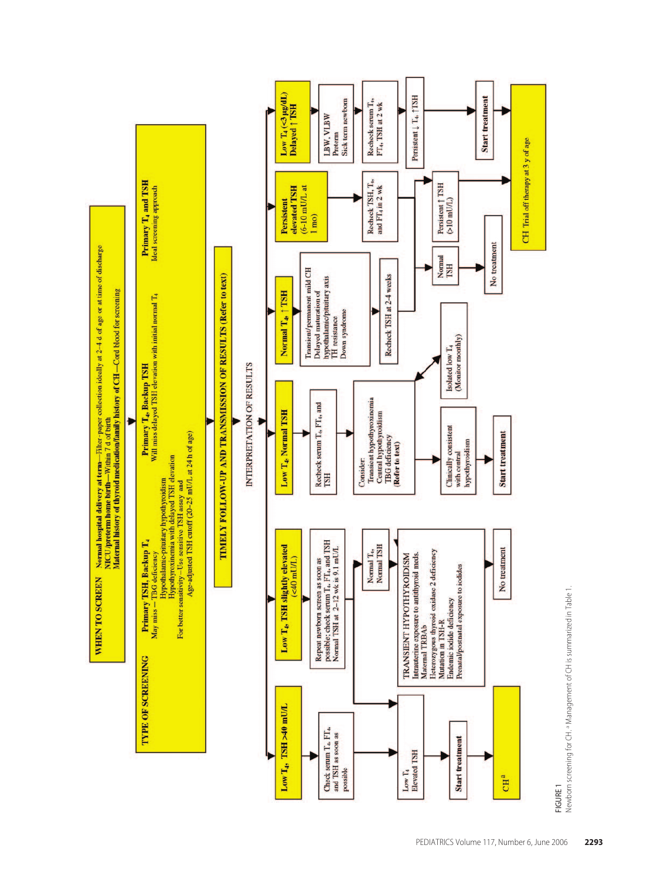**WHEN TO SCREEN** — **Normal hospital delivery at term**—Filter-paper collection ideally at 2–4 d of age or at time of discharge
**NICU/preterm home birth**—Within 7 d of birth
**Maternal history of thyroid medication/family history of CH**—Cord blood for screening

**TYPE OF SCREENING**

**Primary TSH, Backup $T_4$**
May miss – TBG deficiency
Hypothalamic-pituitary hypothyroidism
Hypothyroxinemia with delayed TSH elevation
For better sensitivity—Use sensitive TSH assay and
Age-adjusted TSH cutoff (20–25 mU/L at 24 h of age)

**Primary $T_4$, Backup TSH**
Will miss delayed TSH elevation with initial normal $T_4$

**Primary $T_4$ and TSH**
Ideal screening approach

**TIMELY FOLLOW-UP AND TRANSMISSION OF RESULTS (Refer to text)**

INTERPRETATION OF RESULTS

**Low $T_4$, TSH >40 mU/L**
- Check serum $T_4$, $FT_4$, and TSH as soon as possible
- Low $T_4$, Elevated TSH
- **Start treatment**
- **CH**[a]

**Low $T_4$, TSH slightly elevated (<40 mU/L)**
- Repeat newborn screen as soon as possible; check serum $T_4$, $FT_4$, and TSH. Normal TSH at 2–12 wk is 9.1 mU/L
- → Low $T_4$, Elevated TSH
- → Normal $T_4$, Normal TSH
- TRANSIENT HYPOTHYROIDISM: Intrauterine exposure to antithyroid meds. Maternal TRBAb. Heterozygous thyroid oxidase 2 deficiency. Mutation in TSH-R. Endemic iodide deficiency. Prenatal/postnatal exposure to iodides
- No treatment

**Low $T_4$, Normal TSH**
- Recheck serum $T_4$, $FT_4$, and TSH
- Consider: Transient hypothyroxinemia. Central hypothyroidism. TBG deficiency (**Refer to text**)
- Clinically consistent with central hypothyroidism → **Start treatment**
- Isolated low $T_4$ (Monitor monthly)

**Normal $T_4$, ↑ TSH**
- Transient/permanent mild CH. Delayed maturation of hypothalamic/pituitary axis. TH resistance. Down syndrome
- Recheck TSH at 2–4 weeks
- Normal TSH → No treatment
- Persistent ↑ TSH (>10 mU/L)

**Persistent elevated TSH (6–10 mU/L at 1 mo)**
- Recheck TSH, $T_4$, and $FT_4$ in 2 wk
- Normal TSH → No treatment
- Persistent ↑ TSH (>10 mU/L) → CH Trial off therapy at 3 y of age

**Low $T_4$ (<3 µg/dL) Delayed ↑ TSH**
- LBW, VLBW. Preterm. Sick term newborn
- Recheck serum $T_4$, $FT_4$, TSH at 2 wk
- Persistent ↓ $T_4$, ↑ TSH
- **Start treatment**
- CH Trial off therapy at 3 y of age

FIGURE 1
Newborn screening for CH. [a] Management of CH is summarized in Table 1.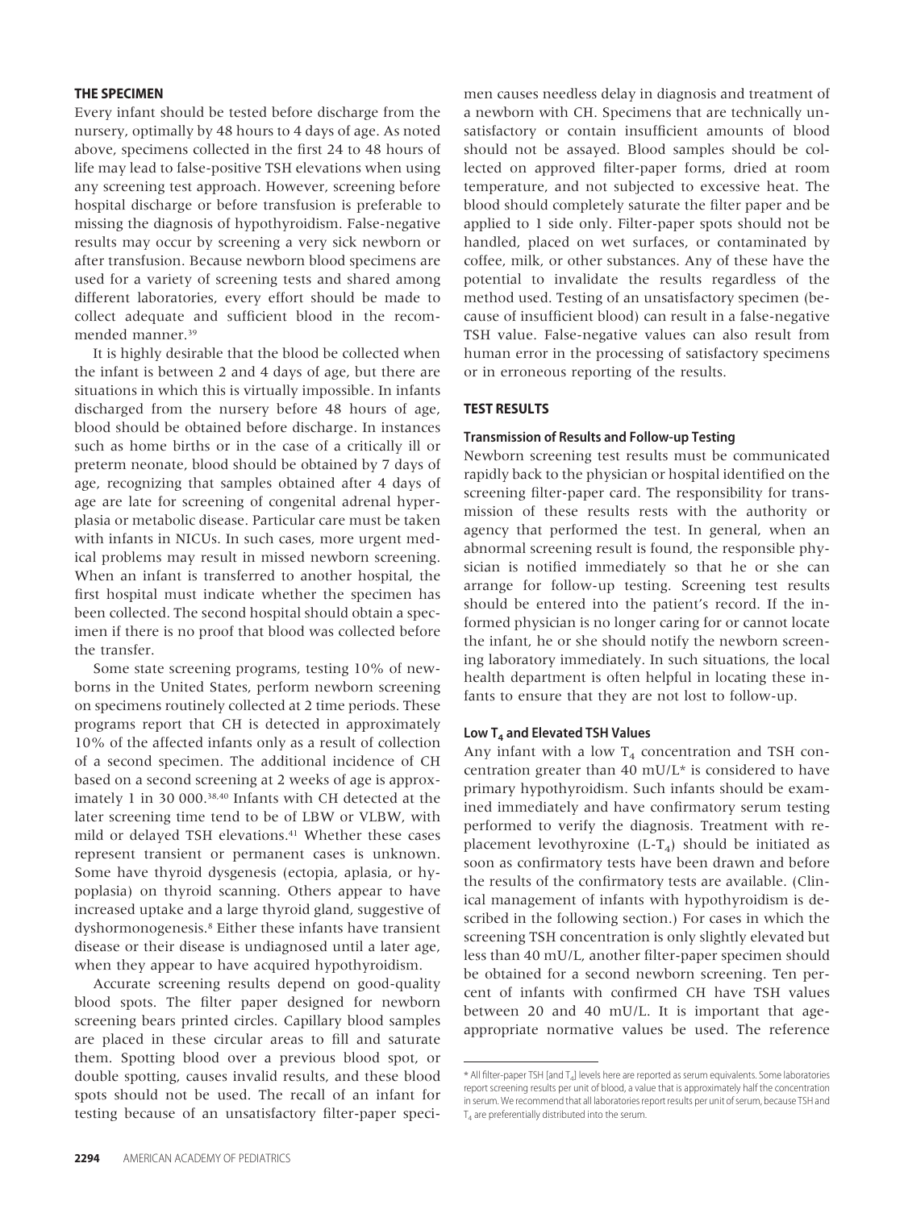## THE SPECIMEN

Every infant should be tested before discharge from the nursery, optimally by 48 hours to 4 days of age. As noted above, specimens collected in the first 24 to 48 hours of life may lead to false-positive TSH elevations when using any screening test approach. However, screening before hospital discharge or before transfusion is preferable to missing the diagnosis of hypothyroidism. False-negative results may occur by screening a very sick newborn or after transfusion. Because newborn blood specimens are used for a variety of screening tests and shared among different laboratories, every effort should be made to collect adequate and sufficient blood in the recommended manner.[39]

It is highly desirable that the blood be collected when the infant is between 2 and 4 days of age, but there are situations in which this is virtually impossible. In infants discharged from the nursery before 48 hours of age, blood should be obtained before discharge. In instances such as home births or in the case of a critically ill or preterm neonate, blood should be obtained by 7 days of age, recognizing that samples obtained after 4 days of age are late for screening of congenital adrenal hyperplasia or metabolic disease. Particular care must be taken with infants in NICUs. In such cases, more urgent medical problems may result in missed newborn screening. When an infant is transferred to another hospital, the first hospital must indicate whether the specimen has been collected. The second hospital should obtain a specimen if there is no proof that blood was collected before the transfer.

Some state screening programs, testing 10% of newborns in the United States, perform newborn screening on specimens routinely collected at 2 time periods. These programs report that CH is detected in approximately 10% of the affected infants only as a result of collection of a second specimen. The additional incidence of CH based on a second screening at 2 weeks of age is approximately 1 in 30 000.[38,40] Infants with CH detected at the later screening time tend to be of LBW or VLBW, with mild or delayed TSH elevations.[41] Whether these cases represent transient or permanent cases is unknown. Some have thyroid dysgenesis (ectopia, aplasia, or hypoplasia) on thyroid scanning. Others appear to have increased uptake and a large thyroid gland, suggestive of dyshormonogenesis.[8] Either these infants have transient disease or their disease is undiagnosed until a later age, when they appear to have acquired hypothyroidism.

Accurate screening results depend on good-quality blood spots. The filter paper designed for newborn screening bears printed circles. Capillary blood samples are placed in these circular areas to fill and saturate them. Spotting blood over a previous blood spot, or double spotting, causes invalid results, and these blood spots should not be used. The recall of an infant for testing because of an unsatisfactory filter-paper specimen causes needless delay in diagnosis and treatment of a newborn with CH. Specimens that are technically unsatisfactory or contain insufficient amounts of blood should not be assayed. Blood samples should be collected on approved filter-paper forms, dried at room temperature, and not subjected to excessive heat. The blood should completely saturate the filter paper and be applied to 1 side only. Filter-paper spots should not be handled, placed on wet surfaces, or contaminated by coffee, milk, or other substances. Any of these have the potential to invalidate the results regardless of the method used. Testing of an unsatisfactory specimen (because of insufficient blood) can result in a false-negative TSH value. False-negative values can also result from human error in the processing of satisfactory specimens or in erroneous reporting of the results.

## TEST RESULTS

### Transmission of Results and Follow-up Testing

Newborn screening test results must be communicated rapidly back to the physician or hospital identified on the screening filter-paper card. The responsibility for transmission of these results rests with the authority or agency that performed the test. In general, when an abnormal screening result is found, the responsible physician is notified immediately so that he or she can arrange for follow-up testing. Screening test results should be entered into the patient's record. If the informed physician is no longer caring for or cannot locate the infant, he or she should notify the newborn screening laboratory immediately. In such situations, the local health department is often helpful in locating these infants to ensure that they are not lost to follow-up.

### Low $T_4$ and Elevated TSH Values

Any infant with a low $T_4$ concentration and TSH concentration greater than 40 mU/L* is considered to have primary hypothyroidism. Such infants should be examined immediately and have confirmatory serum testing performed to verify the diagnosis. Treatment with replacement levothyroxine (L-$T_4$) should be initiated as soon as confirmatory tests have been drawn and before the results of the confirmatory tests are available. (Clinical management of infants with hypothyroidism is described in the following section.) For cases in which the screening TSH concentration is only slightly elevated but less than 40 mU/L, another filter-paper specimen should be obtained for a second newborn screening. Ten percent of infants with confirmed CH have TSH values between 20 and 40 mU/L. It is important that age-appropriate normative values be used. The reference

* All filter-paper TSH [and $T_4$] levels here are reported as serum equivalents. Some laboratories report screening results per unit of blood, a value that is approximately half the concentration in serum. We recommend that all laboratories report results per unit of serum, because TSH and $T_4$ are preferentially distributed into the serum.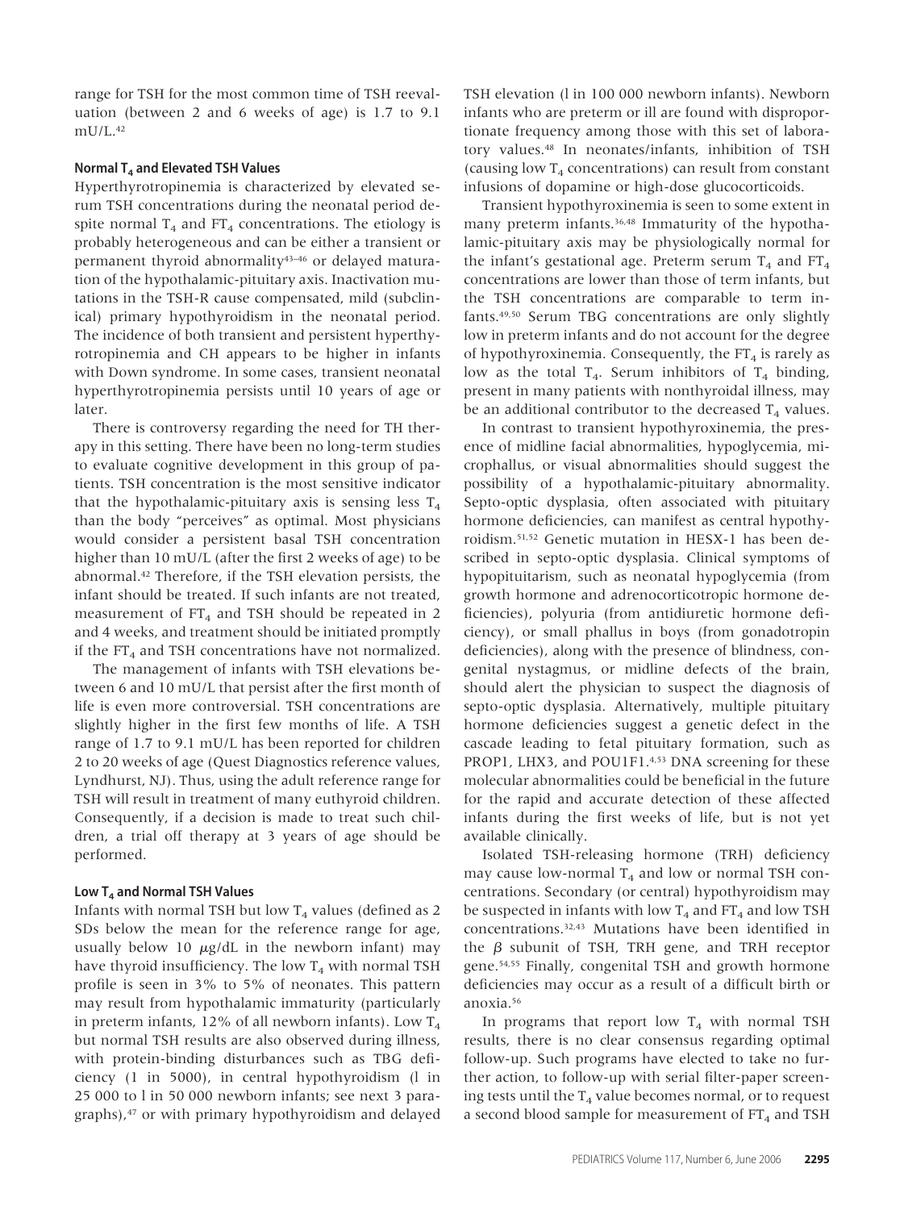range for TSH for the most common time of TSH reevaluation (between 2 and 6 weeks of age) is 1.7 to 9.1 mU/L.[42]

#### Normal $T_4$ and Elevated TSH Values

Hyperthyrotropinemia is characterized by elevated serum TSH concentrations during the neonatal period despite normal $T_4$ and $FT_4$ concentrations. The etiology is probably heterogeneous and can be either a transient or permanent thyroid abnormality[43–46] or delayed maturation of the hypothalamic-pituitary axis. Inactivation mutations in the TSH-R cause compensated, mild (subclinical) primary hypothyroidism in the neonatal period. The incidence of both transient and persistent hyperthyrotropinemia and CH appears to be higher in infants with Down syndrome. In some cases, transient neonatal hyperthyrotropinemia persists until 10 years of age or later.

There is controversy regarding the need for TH therapy in this setting. There have been no long-term studies to evaluate cognitive development in this group of patients. TSH concentration is the most sensitive indicator that the hypothalamic-pituitary axis is sensing less $T_4$ than the body "perceives" as optimal. Most physicians would consider a persistent basal TSH concentration higher than 10 mU/L (after the first 2 weeks of age) to be abnormal.[42] Therefore, if the TSH elevation persists, the infant should be treated. If such infants are not treated, measurement of $FT_4$ and TSH should be repeated in 2 and 4 weeks, and treatment should be initiated promptly if the $FT_4$ and TSH concentrations have not normalized.

The management of infants with TSH elevations between 6 and 10 mU/L that persist after the first month of life is even more controversial. TSH concentrations are slightly higher in the first few months of life. A TSH range of 1.7 to 9.1 mU/L has been reported for children 2 to 20 weeks of age (Quest Diagnostics reference values, Lyndhurst, NJ). Thus, using the adult reference range for TSH will result in treatment of many euthyroid children. Consequently, if a decision is made to treat such children, a trial off therapy at 3 years of age should be performed.

#### Low $T_4$ and Normal TSH Values

Infants with normal TSH but low $T_4$ values (defined as 2 SDs below the mean for the reference range for age, usually below 10 $\mu$g/dL in the newborn infant) may have thyroid insufficiency. The low $T_4$ with normal TSH profile is seen in 3% to 5% of neonates. This pattern may result from hypothalamic immaturity (particularly in preterm infants, 12% of all newborn infants). Low $T_4$ but normal TSH results are also observed during illness, with protein-binding disturbances such as TBG deficiency (1 in 5000), in central hypothyroidism (l in 25 000 to l in 50 000 newborn infants; see next 3 paragraphs),[47] or with primary hypothyroidism and delayed TSH elevation (l in 100 000 newborn infants). Newborn infants who are preterm or ill are found with disproportionate frequency among those with this set of laboratory values.[48] In neonates/infants, inhibition of TSH (causing low $T_4$ concentrations) can result from constant infusions of dopamine or high-dose glucocorticoids.

Transient hypothyroxinemia is seen to some extent in many preterm infants.[36,48] Immaturity of the hypothalamic-pituitary axis may be physiologically normal for the infant's gestational age. Preterm serum $T_4$ and $FT_4$ concentrations are lower than those of term infants, but the TSH concentrations are comparable to term infants.[49,50] Serum TBG concentrations are only slightly low in preterm infants and do not account for the degree of hypothyroxinemia. Consequently, the $FT_4$ is rarely as low as the total $T_4$. Serum inhibitors of $T_4$ binding, present in many patients with nonthyroidal illness, may be an additional contributor to the decreased $T_4$ values.

In contrast to transient hypothyroxinemia, the presence of midline facial abnormalities, hypoglycemia, microphallus, or visual abnormalities should suggest the possibility of a hypothalamic-pituitary abnormality. Septo-optic dysplasia, often associated with pituitary hormone deficiencies, can manifest as central hypothyroidism.[51,52] Genetic mutation in HESX-1 has been described in septo-optic dysplasia. Clinical symptoms of hypopituitarism, such as neonatal hypoglycemia (from growth hormone and adrenocorticotropic hormone deficiencies), polyuria (from antidiuretic hormone deficiency), or small phallus in boys (from gonadotropin deficiencies), along with the presence of blindness, congenital nystagmus, or midline defects of the brain, should alert the physician to suspect the diagnosis of septo-optic dysplasia. Alternatively, multiple pituitary hormone deficiencies suggest a genetic defect in the cascade leading to fetal pituitary formation, such as PROP1, LHX3, and POU1F1.[4,53] DNA screening for these molecular abnormalities could be beneficial in the future for the rapid and accurate detection of these affected infants during the first weeks of life, but is not yet available clinically.

Isolated TSH-releasing hormone (TRH) deficiency may cause low-normal $T_4$ and low or normal TSH concentrations. Secondary (or central) hypothyroidism may be suspected in infants with low $T_4$ and $FT_4$ and low TSH concentrations.[32,43] Mutations have been identified in the $\beta$ subunit of TSH, TRH gene, and TRH receptor gene.[54,55] Finally, congenital TSH and growth hormone deficiencies may occur as a result of a difficult birth or anoxia.[56]

In programs that report low $T_4$ with normal TSH results, there is no clear consensus regarding optimal follow-up. Such programs have elected to take no further action, to follow-up with serial filter-paper screening tests until the $T_4$ value becomes normal, or to request a second blood sample for measurement of $FT_4$ and TSH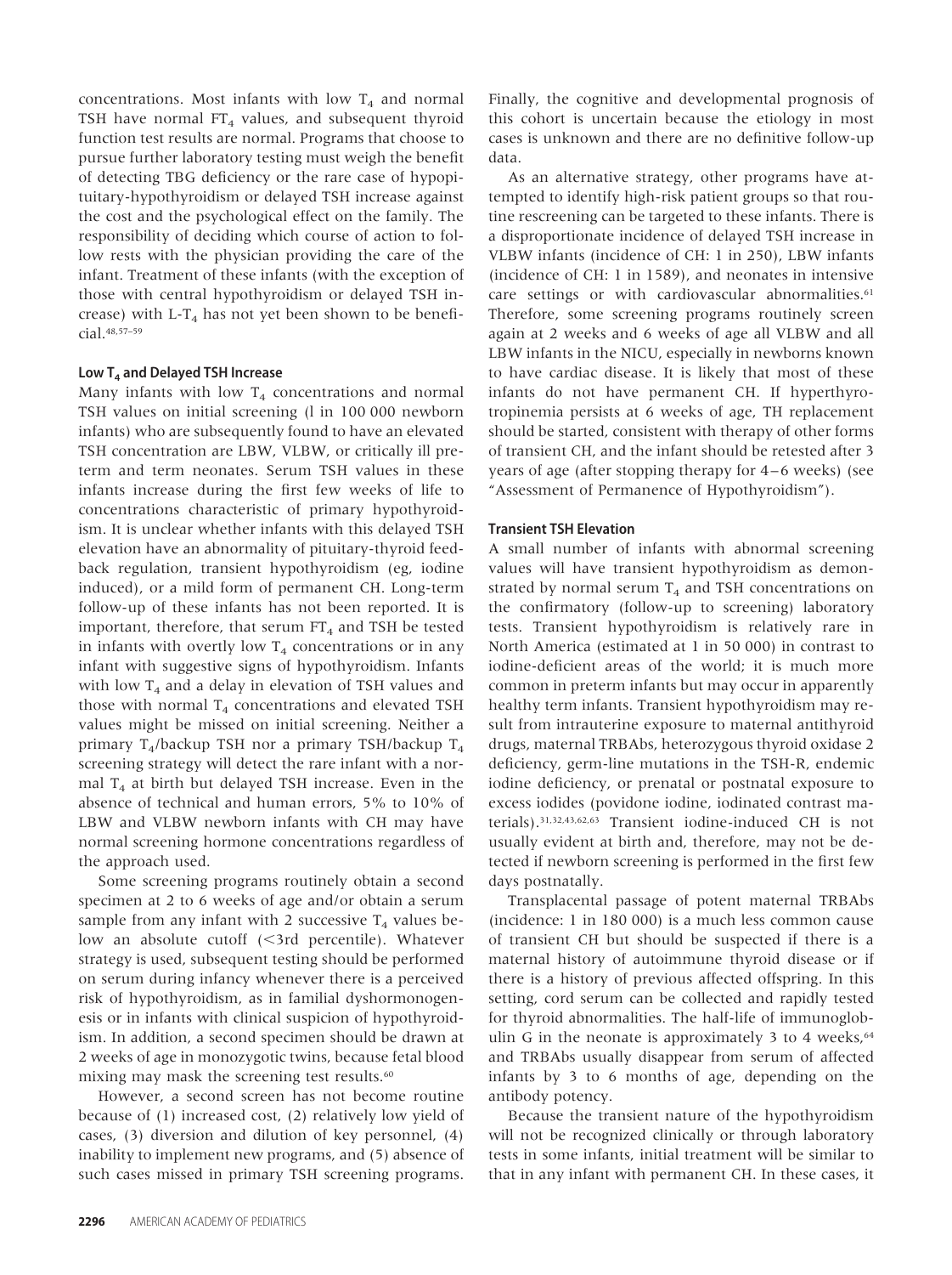concentrations. Most infants with low $T_4$ and normal TSH have normal $FT_4$ values, and subsequent thyroid function test results are normal. Programs that choose to pursue further laboratory testing must weigh the benefit of detecting TBG deficiency or the rare case of hypopituitary-hypothyroidism or delayed TSH increase against the cost and the psychological effect on the family. The responsibility of deciding which course of action to follow rests with the physician providing the care of the infant. Treatment of these infants (with the exception of those with central hypothyroidism or delayed TSH increase) with L-$T_4$ has not yet been shown to be beneficial.[48,57–59]

### Low $T_4$ and Delayed TSH Increase

Many infants with low $T_4$ concentrations and normal TSH values on initial screening (l in 100 000 newborn infants) who are subsequently found to have an elevated TSH concentration are LBW, VLBW, or critically ill preterm and term neonates. Serum TSH values in these infants increase during the first few weeks of life to concentrations characteristic of primary hypothyroidism. It is unclear whether infants with this delayed TSH elevation have an abnormality of pituitary-thyroid feedback regulation, transient hypothyroidism (eg, iodine induced), or a mild form of permanent CH. Long-term follow-up of these infants has not been reported. It is important, therefore, that serum $FT_4$ and TSH be tested in infants with overtly low $T_4$ concentrations or in any infant with suggestive signs of hypothyroidism. Infants with low $T_4$ and a delay in elevation of TSH values and those with normal $T_4$ concentrations and elevated TSH values might be missed on initial screening. Neither a primary $T_4$/backup TSH nor a primary TSH/backup $T_4$ screening strategy will detect the rare infant with a normal $T_4$ at birth but delayed TSH increase. Even in the absence of technical and human errors, 5% to 10% of LBW and VLBW newborn infants with CH may have normal screening hormone concentrations regardless of the approach used.

Some screening programs routinely obtain a second specimen at 2 to 6 weeks of age and/or obtain a serum sample from any infant with 2 successive $T_4$ values below an absolute cutoff (<3rd percentile). Whatever strategy is used, subsequent testing should be performed on serum during infancy whenever there is a perceived risk of hypothyroidism, as in familial dyshormonogenesis or in infants with clinical suspicion of hypothyroidism. In addition, a second specimen should be drawn at 2 weeks of age in monozygotic twins, because fetal blood mixing may mask the screening test results.[60]

However, a second screen has not become routine because of (1) increased cost, (2) relatively low yield of cases, (3) diversion and dilution of key personnel, (4) inability to implement new programs, and (5) absence of such cases missed in primary TSH screening programs. Finally, the cognitive and developmental prognosis of this cohort is uncertain because the etiology in most cases is unknown and there are no definitive follow-up data.

As an alternative strategy, other programs have attempted to identify high-risk patient groups so that routine rescreening can be targeted to these infants. There is a disproportionate incidence of delayed TSH increase in VLBW infants (incidence of CH: 1 in 250), LBW infants (incidence of CH: 1 in 1589), and neonates in intensive care settings or with cardiovascular abnormalities.[61] Therefore, some screening programs routinely screen again at 2 weeks and 6 weeks of age all VLBW and all LBW infants in the NICU, especially in newborns known to have cardiac disease. It is likely that most of these infants do not have permanent CH. If hyperthyrotropinemia persists at 6 weeks of age, TH replacement should be started, consistent with therapy of other forms of transient CH, and the infant should be retested after 3 years of age (after stopping therapy for 4–6 weeks) (see "Assessment of Permanence of Hypothyroidism").

### Transient TSH Elevation

A small number of infants with abnormal screening values will have transient hypothyroidism as demonstrated by normal serum $T_4$ and TSH concentrations on the confirmatory (follow-up to screening) laboratory tests. Transient hypothyroidism is relatively rare in North America (estimated at 1 in 50 000) in contrast to iodine-deficient areas of the world; it is much more common in preterm infants but may occur in apparently healthy term infants. Transient hypothyroidism may result from intrauterine exposure to maternal antithyroid drugs, maternal TRBAbs, heterozygous thyroid oxidase 2 deficiency, germ-line mutations in the TSH-R, endemic iodine deficiency, or prenatal or postnatal exposure to excess iodides (povidone iodine, iodinated contrast materials).[31,32,43,62,63] Transient iodine-induced CH is not usually evident at birth and, therefore, may not be detected if newborn screening is performed in the first few days postnatally.

Transplacental passage of potent maternal TRBAbs (incidence: 1 in 180 000) is a much less common cause of transient CH but should be suspected if there is a maternal history of autoimmune thyroid disease or if there is a history of previous affected offspring. In this setting, cord serum can be collected and rapidly tested for thyroid abnormalities. The half-life of immunoglobulin G in the neonate is approximately 3 to 4 weeks,[64] and TRBAbs usually disappear from serum of affected infants by 3 to 6 months of age, depending on the antibody potency.

Because the transient nature of the hypothyroidism will not be recognized clinically or through laboratory tests in some infants, initial treatment will be similar to that in any infant with permanent CH. In these cases, it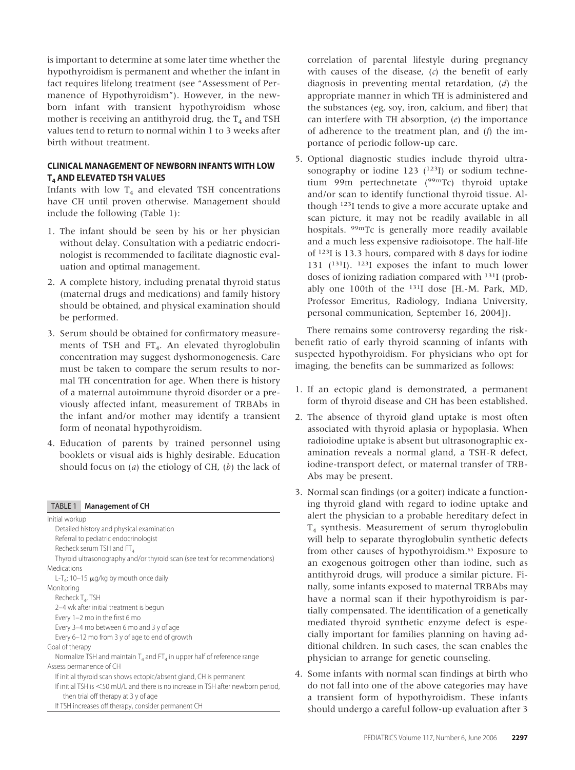is important to determine at some later time whether the hypothyroidism is permanent and whether the infant in fact requires lifelong treatment (see "Assessment of Permanence of Hypothyroidism"). However, in the newborn infant with transient hypothyroidism whose mother is receiving an antithyroid drug, the $T_4$ and TSH values tend to return to normal within 1 to 3 weeks after birth without treatment.

## CLINICAL MANAGEMENT OF NEWBORN INFANTS WITH LOW $T_4$ AND ELEVATED TSH VALUES

Infants with low $T_4$ and elevated TSH concentrations have CH until proven otherwise. Management should include the following (Table 1):

1. The infant should be seen by his or her physician without delay. Consultation with a pediatric endocrinologist is recommended to facilitate diagnostic evaluation and optimal management.
2. A complete history, including prenatal thyroid status (maternal drugs and medications) and family history should be obtained, and physical examination should be performed.
3. Serum should be obtained for confirmatory measurements of TSH and $FT_4$. An elevated thyroglobulin concentration may suggest dyshormonogenesis. Care must be taken to compare the serum results to normal TH concentration for age. When there is history of a maternal autoimmune thyroid disorder or a previously affected infant, measurement of TRBAbs in the infant and/or mother may identify a transient form of neonatal hypothyroidism.
4. Education of parents by trained personnel using booklets or visual aids is highly desirable. Education should focus on (*a*) the etiology of CH, (*b*) the lack of correlation of parental lifestyle during pregnancy with causes of the disease, (*c*) the benefit of early diagnosis in preventing mental retardation, (*d*) the appropriate manner in which TH is administered and the substances (eg, soy, iron, calcium, and fiber) that can interfere with TH absorption, (*e*) the importance of adherence to the treatment plan, and (*f*) the importance of periodic follow-up care.
5. Optional diagnostic studies include thyroid ultrasonography or iodine 123 ($^{123}$I) or sodium technetium 99m pertechnetate ($^{99m}$Tc) thyroid uptake and/or scan to identify functional thyroid tissue. Although $^{123}$I tends to give a more accurate uptake and scan picture, it may not be readily available in all hospitals. $^{99m}$Tc is generally more readily available and a much less expensive radioisotope. The half-life of $^{123}$I is 13.3 hours, compared with 8 days for iodine 131 ($^{131}$I). $^{123}$I exposes the infant to much lower doses of ionizing radiation compared with $^{131}$I (probably one 100th of the $^{131}$I dose [H.-M. Park, MD, Professor Emeritus, Radiology, Indiana University, personal communication, September 16, 2004]).

**TABLE 1 Management of CH**

| |
|---|
| Initial workup |
| Detailed history and physical examination |
| Referral to pediatric endocrinologist |
| Recheck serum TSH and $FT_4$ |
| Thyroid ultrasonography and/or thyroid scan (see text for recommendations) |
| Medications |
| L-$T_4$: 10–15 $\mu$g/kg by mouth once daily |
| Monitoring |
| Recheck $T_4$, TSH |
| 2–4 wk after initial treatment is begun |
| Every 1–2 mo in the first 6 mo |
| Every 3–4 mo between 6 mo and 3 y of age |
| Every 6–12 mo from 3 y of age to end of growth |
| Goal of therapy |
| Normalize TSH and maintain $T_4$ and $FT_4$ in upper half of reference range |
| Assess permanence of CH |
| If initial thyroid scan shows ectopic/absent gland, CH is permanent |
| If initial TSH is <50 mU/L and there is no increase in TSH after newborn period, then trial off therapy at 3 y of age |
| If TSH increases off therapy, consider permanent CH |

There remains some controversy regarding the risk-benefit ratio of early thyroid scanning of infants with suspected hypothyroidism. For physicians who opt for imaging, the benefits can be summarized as follows:

1. If an ectopic gland is demonstrated, a permanent form of thyroid disease and CH has been established.
2. The absence of thyroid gland uptake is most often associated with thyroid aplasia or hypoplasia. When radioiodine uptake is absent but ultrasonographic examination reveals a normal gland, a TSH-R defect, iodine-transport defect, or maternal transfer of TRBAbs may be present.
3. Normal scan findings (or a goiter) indicate a functioning thyroid gland with regard to iodine uptake and alert the physician to a probable hereditary defect in $T_4$ synthesis. Measurement of serum thyroglobulin will help to separate thyroglobulin synthetic defects from other causes of hypothyroidism.[65] Exposure to an exogenous goitrogen other than iodine, such as antithyroid drugs, will produce a similar picture. Finally, some infants exposed to maternal TRBAbs may have a normal scan if their hypothyroidism is partially compensated. The identification of a genetically mediated thyroid synthetic enzyme defect is especially important for families planning on having additional children. In such cases, the scan enables the physician to arrange for genetic counseling.
4. Some infants with normal scan findings at birth who do not fall into one of the above categories may have a transient form of hypothyroidism. These infants should undergo a careful follow-up evaluation after 3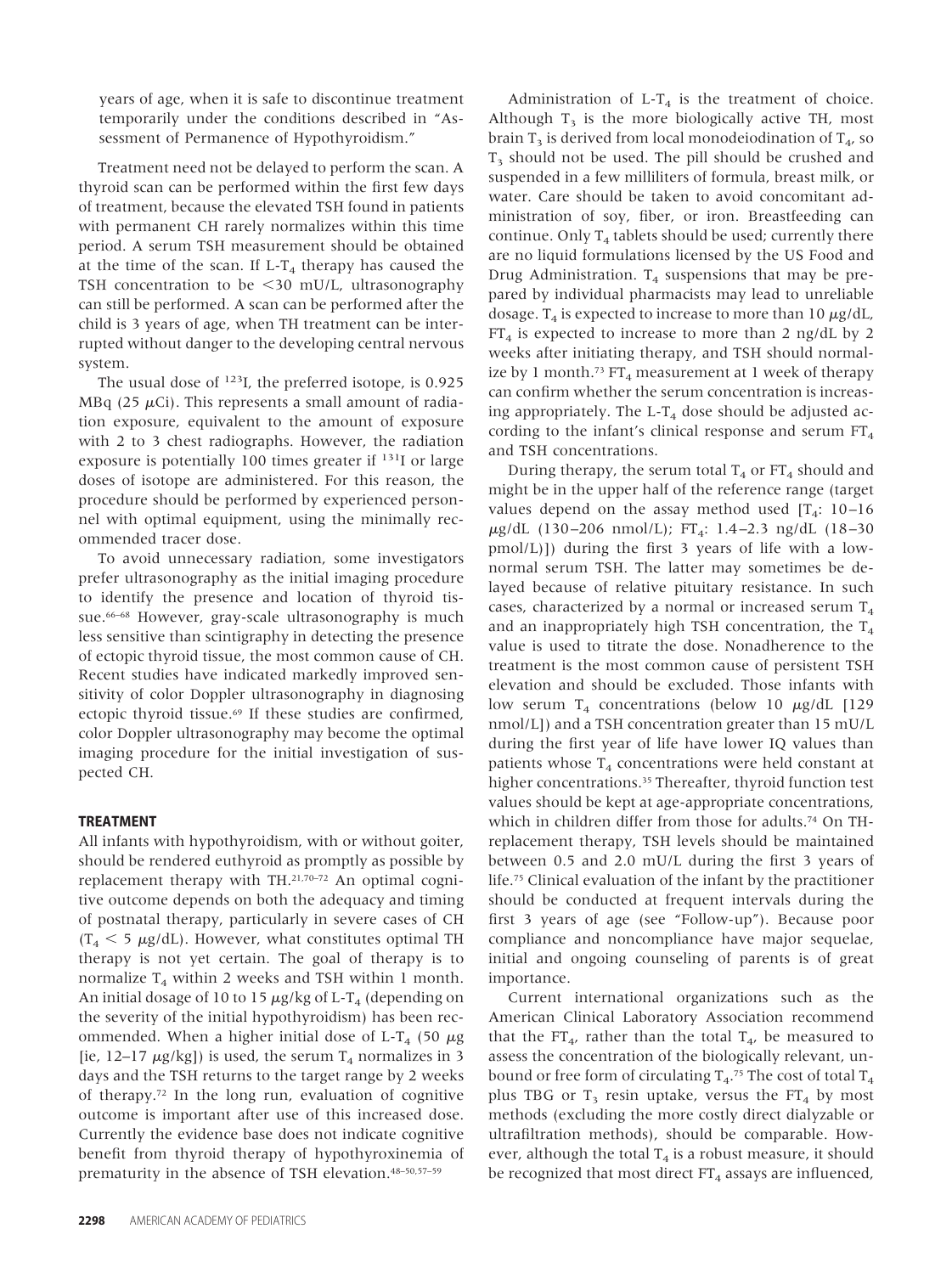years of age, when it is safe to discontinue treatment temporarily under the conditions described in "Assessment of Permanence of Hypothyroidism."

Treatment need not be delayed to perform the scan. A thyroid scan can be performed within the first few days of treatment, because the elevated TSH found in patients with permanent CH rarely normalizes within this time period. A serum TSH measurement should be obtained at the time of the scan. If L-$T_4$ therapy has caused the TSH concentration to be <30 mU/L, ultrasonography can still be performed. A scan can be performed after the child is 3 years of age, when TH treatment can be interrupted without danger to the developing central nervous system.

The usual dose of $^{123}$I, the preferred isotope, is 0.925 MBq (25 $\mu$Ci). This represents a small amount of radiation exposure, equivalent to the amount of exposure with 2 to 3 chest radiographs. However, the radiation exposure is potentially 100 times greater if $^{131}$I or large doses of isotope are administered. For this reason, the procedure should be performed by experienced personnel with optimal equipment, using the minimally recommended tracer dose.

To avoid unnecessary radiation, some investigators prefer ultrasonography as the initial imaging procedure to identify the presence and location of thyroid tissue.[66–68] However, gray-scale ultrasonography is much less sensitive than scintigraphy in detecting the presence of ectopic thyroid tissue, the most common cause of CH. Recent studies have indicated markedly improved sensitivity of color Doppler ultrasonography in diagnosing ectopic thyroid tissue.[69] If these studies are confirmed, color Doppler ultrasonography may become the optimal imaging procedure for the initial investigation of suspected CH.

## TREATMENT

All infants with hypothyroidism, with or without goiter, should be rendered euthyroid as promptly as possible by replacement therapy with TH.[21,70–72] An optimal cognitive outcome depends on both the adequacy and timing of postnatal therapy, particularly in severe cases of CH ($T_4$ < 5 $\mu$g/dL). However, what constitutes optimal TH therapy is not yet certain. The goal of therapy is to normalize $T_4$ within 2 weeks and TSH within 1 month. An initial dosage of 10 to 15 $\mu$g/kg of L-$T_4$ (depending on the severity of the initial hypothyroidism) has been recommended. When a higher initial dose of L-$T_4$ (50 $\mu$g [ie, 12–17 $\mu$g/kg]) is used, the serum $T_4$ normalizes in 3 days and the TSH returns to the target range by 2 weeks of therapy.[72] In the long run, evaluation of cognitive outcome is important after use of this increased dose. Currently the evidence base does not indicate cognitive benefit from thyroid therapy of hypothyroxinemia of prematurity in the absence of TSH elevation.[48–50,57–59]

Administration of L-$T_4$ is the treatment of choice. Although $T_3$ is the more biologically active TH, most brain $T_3$ is derived from local monodeiodination of $T_4$, so $T_3$ should not be used. The pill should be crushed and suspended in a few milliliters of formula, breast milk, or water. Care should be taken to avoid concomitant administration of soy, fiber, or iron. Breastfeeding can continue. Only $T_4$ tablets should be used; currently there are no liquid formulations licensed by the US Food and Drug Administration. $T_4$ suspensions that may be prepared by individual pharmacists may lead to unreliable dosage. $T_4$ is expected to increase to more than 10 $\mu$g/dL, $FT_4$ is expected to increase to more than 2 ng/dL by 2 weeks after initiating therapy, and TSH should normalize by 1 month.[73] $FT_4$ measurement at 1 week of therapy can confirm whether the serum concentration is increasing appropriately. The L-$T_4$ dose should be adjusted according to the infant's clinical response and serum $FT_4$ and TSH concentrations.

During therapy, the serum total $T_4$ or $FT_4$ should and might be in the upper half of the reference range (target values depend on the assay method used [$T_4$: 10–16 $\mu$g/dL (130–206 nmol/L); $FT_4$: 1.4–2.3 ng/dL (18–30 pmol/L)]) during the first 3 years of life with a low-normal serum TSH. The latter may sometimes be delayed because of relative pituitary resistance. In such cases, characterized by a normal or increased serum $T_4$ and an inappropriately high TSH concentration, the $T_4$ value is used to titrate the dose. Nonadherence to the treatment is the most common cause of persistent TSH elevation and should be excluded. Those infants with low serum $T_4$ concentrations (below 10 $\mu$g/dL [129 nmol/L]) and a TSH concentration greater than 15 mU/L during the first year of life have lower IQ values than patients whose $T_4$ concentrations were held constant at higher concentrations.[35] Thereafter, thyroid function test values should be kept at age-appropriate concentrations, which in children differ from those for adults.[74] On TH-replacement therapy, TSH levels should be maintained between 0.5 and 2.0 mU/L during the first 3 years of life.[75] Clinical evaluation of the infant by the practitioner should be conducted at frequent intervals during the first 3 years of age (see "Follow-up"). Because poor compliance and noncompliance have major sequelae, initial and ongoing counseling of parents is of great importance.

Current international organizations such as the American Clinical Laboratory Association recommend that the $FT_4$, rather than the total $T_4$, be measured to assess the concentration of the biologically relevant, unbound or free form of circulating $T_4$.[75] The cost of total $T_4$ plus TBG or $T_3$ resin uptake, versus the $FT_4$ by most methods (excluding the more costly direct dialyzable or ultrafiltration methods), should be comparable. However, although the total $T_4$ is a robust measure, it should be recognized that most direct $FT_4$ assays are influenced,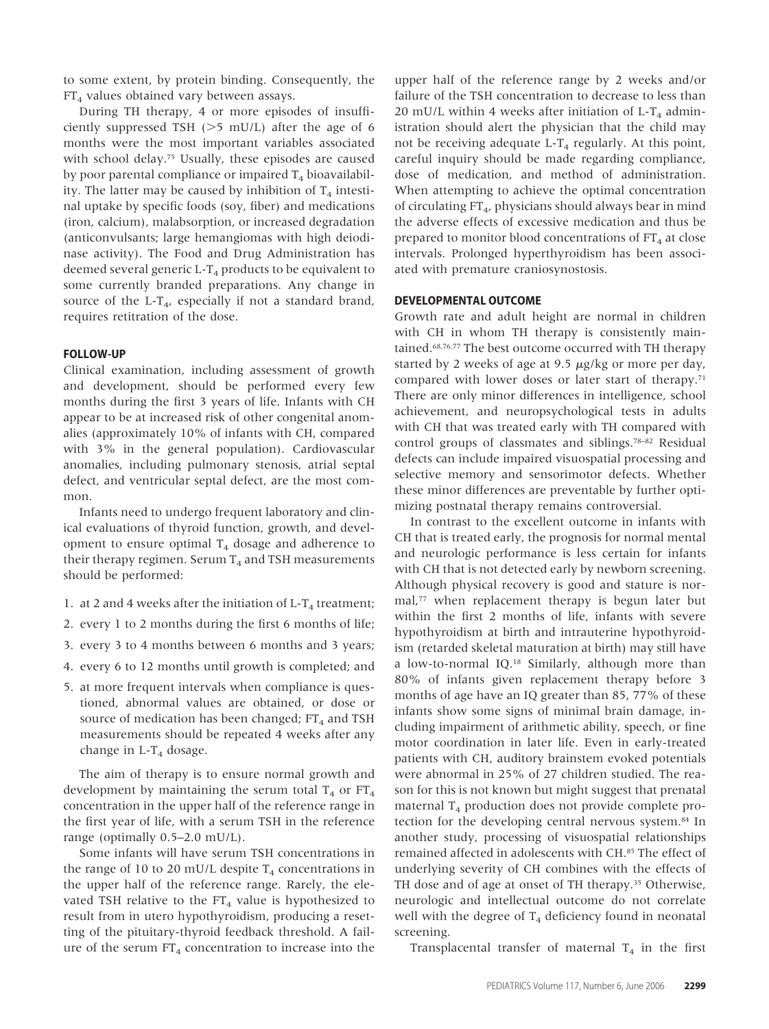to some extent, by protein binding. Consequently, the $FT_4$ values obtained vary between assays.

During TH therapy, 4 or more episodes of insufficiently suppressed TSH (>5 mU/L) after the age of 6 months were the most important variables associated with school delay.[75] Usually, these episodes are caused by poor parental compliance or impaired $T_4$ bioavailability. The latter may be caused by inhibition of $T_4$ intestinal uptake by specific foods (soy, fiber) and medications (iron, calcium), malabsorption, or increased degradation (anticonvulsants; large hemangiomas with high deiodinase activity). The Food and Drug Administration has deemed several generic L-$T_4$ products to be equivalent to some currently branded preparations. Any change in source of the L-$T_4$, especially if not a standard brand, requires retitration of the dose.

## FOLLOW-UP

Clinical examination, including assessment of growth and development, should be performed every few months during the first 3 years of life. Infants with CH appear to be at increased risk of other congenital anomalies (approximately 10% of infants with CH, compared with 3% in the general population). Cardiovascular anomalies, including pulmonary stenosis, atrial septal defect, and ventricular septal defect, are the most common.

Infants need to undergo frequent laboratory and clinical evaluations of thyroid function, growth, and development to ensure optimal $T_4$ dosage and adherence to their therapy regimen. Serum $T_4$ and TSH measurements should be performed:

1. at 2 and 4 weeks after the initiation of L-$T_4$ treatment;
2. every 1 to 2 months during the first 6 months of life;
3. every 3 to 4 months between 6 months and 3 years;
4. every 6 to 12 months until growth is completed; and
5. at more frequent intervals when compliance is questioned, abnormal values are obtained, or dose or source of medication has been changed; $FT_4$ and TSH measurements should be repeated 4 weeks after any change in L-$T_4$ dosage.

The aim of therapy is to ensure normal growth and development by maintaining the serum total $T_4$ or $FT_4$ concentration in the upper half of the reference range in the first year of life, with a serum TSH in the reference range (optimally 0.5–2.0 mU/L).

Some infants will have serum TSH concentrations in the range of 10 to 20 mU/L despite $T_4$ concentrations in the upper half of the reference range. Rarely, the elevated TSH relative to the $FT_4$ value is hypothesized to result from in utero hypothyroidism, producing a resetting of the pituitary-thyroid feedback threshold. A failure of the serum $FT_4$ concentration to increase into the upper half of the reference range by 2 weeks and/or failure of the TSH concentration to decrease to less than 20 mU/L within 4 weeks after initiation of L-$T_4$ administration should alert the physician that the child may not be receiving adequate L-$T_4$ regularly. At this point, careful inquiry should be made regarding compliance, dose of medication, and method of administration. When attempting to achieve the optimal concentration of circulating $FT_4$, physicians should always bear in mind the adverse effects of excessive medication and thus be prepared to monitor blood concentrations of $FT_4$ at close intervals. Prolonged hyperthyroidism has been associated with premature craniosynostosis.

## DEVELOPMENTAL OUTCOME

Growth rate and adult height are normal in children with CH in whom TH therapy is consistently maintained.[68,76,77] The best outcome occurred with TH therapy started by 2 weeks of age at 9.5 μg/kg or more per day, compared with lower doses or later start of therapy.[71] There are only minor differences in intelligence, school achievement, and neuropsychological tests in adults with CH that was treated early with TH compared with control groups of classmates and siblings.[78–82] Residual defects can include impaired visuospatial processing and selective memory and sensorimotor defects. Whether these minor differences are preventable by further optimizing postnatal therapy remains controversial.

In contrast to the excellent outcome in infants with CH that is treated early, the prognosis for normal mental and neurologic performance is less certain for infants with CH that is not detected early by newborn screening. Although physical recovery is good and stature is normal,[77] when replacement therapy is begun later but within the first 2 months of life, infants with severe hypothyroidism at birth and intrauterine hypothyroidism (retarded skeletal maturation at birth) may still have a low-to-normal IQ.[18] Similarly, although more than 80% of infants given replacement therapy before 3 months of age have an IQ greater than 85, 77% of these infants show some signs of minimal brain damage, including impairment of arithmetic ability, speech, or fine motor coordination in later life. Even in early-treated patients with CH, auditory brainstem evoked potentials were abnormal in 25% of 27 children studied. The reason for this is not known but might suggest that prenatal maternal $T_4$ production does not provide complete protection for the developing central nervous system.[84] In another study, processing of visuospatial relationships remained affected in adolescents with CH.[85] The effect of underlying severity of CH combines with the effects of TH dose and of age at onset of TH therapy.[35] Otherwise, neurologic and intellectual outcome do not correlate well with the degree of $T_4$ deficiency found in neonatal screening.

Transplacental transfer of maternal $T_4$ in the first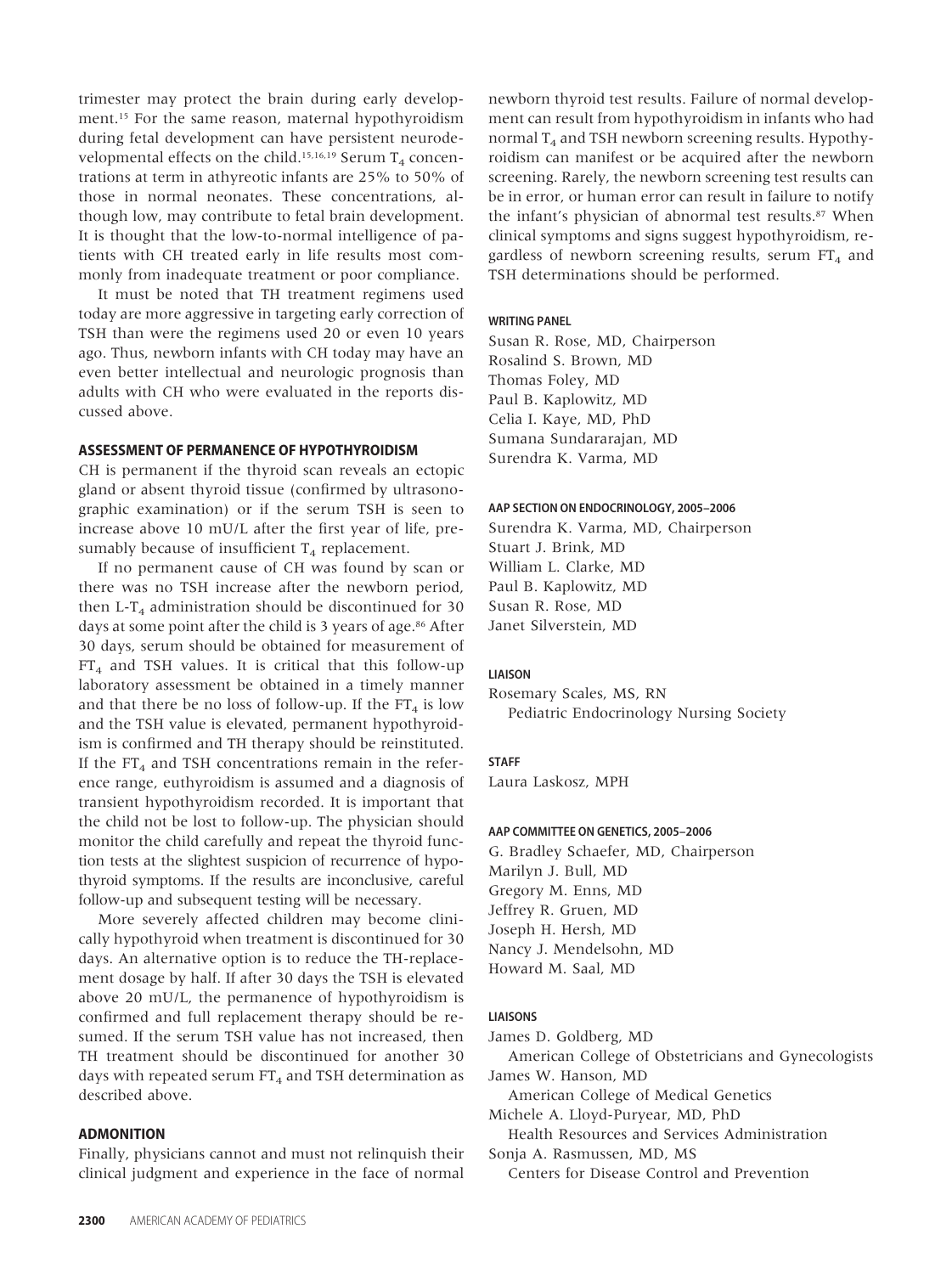trimester may protect the brain during early development.[15] For the same reason, maternal hypothyroidism during fetal development can have persistent neurodevelopmental effects on the child.[15,16,19] Serum $T_4$ concentrations at term in athyreotic infants are 25% to 50% of those in normal neonates. These concentrations, although low, may contribute to fetal brain development. It is thought that the low-to-normal intelligence of patients with CH treated early in life results most commonly from inadequate treatment or poor compliance.

It must be noted that TH treatment regimens used today are more aggressive in targeting early correction of TSH than were the regimens used 20 or even 10 years ago. Thus, newborn infants with CH today may have an even better intellectual and neurologic prognosis than adults with CH who were evaluated in the reports discussed above.

## ASSESSMENT OF PERMANENCE OF HYPOTHYROIDISM

CH is permanent if the thyroid scan reveals an ectopic gland or absent thyroid tissue (confirmed by ultrasonographic examination) or if the serum TSH is seen to increase above 10 mU/L after the first year of life, presumably because of insufficient $T_4$ replacement.

If no permanent cause of CH was found by scan or there was no TSH increase after the newborn period, then L-$T_4$ administration should be discontinued for 30 days at some point after the child is 3 years of age.[86] After 30 days, serum should be obtained for measurement of $FT_4$ and TSH values. It is critical that this follow-up laboratory assessment be obtained in a timely manner and that there be no loss of follow-up. If the $FT_4$ is low and the TSH value is elevated, permanent hypothyroidism is confirmed and TH therapy should be reinstituted. If the $FT_4$ and TSH concentrations remain in the reference range, euthyroidism is assumed and a diagnosis of transient hypothyroidism recorded. It is important that the child not be lost to follow-up. The physician should monitor the child carefully and repeat the thyroid function tests at the slightest suspicion of recurrence of hypothyroid symptoms. If the results are inconclusive, careful follow-up and subsequent testing will be necessary.

More severely affected children may become clinically hypothyroid when treatment is discontinued for 30 days. An alternative option is to reduce the TH-replacement dosage by half. If after 30 days the TSH is elevated above 20 mU/L, the permanence of hypothyroidism is confirmed and full replacement therapy should be resumed. If the serum TSH value has not increased, then TH treatment should be discontinued for another 30 days with repeated serum $FT_4$ and TSH determination as described above.

## ADMONITION

Finally, physicians cannot and must not relinquish their clinical judgment and experience in the face of normal newborn thyroid test results. Failure of normal development can result from hypothyroidism in infants who had normal $T_4$ and TSH newborn screening results. Hypothyroidism can manifest or be acquired after the newborn screening. Rarely, the newborn screening test results can be in error, or human error can result in failure to notify the infant's physician of abnormal test results.[87] When clinical symptoms and signs suggest hypothyroidism, regardless of newborn screening results, serum $FT_4$ and TSH determinations should be performed.

#### WRITING PANEL

Susan R. Rose, MD, Chairperson
Rosalind S. Brown, MD
Thomas Foley, MD
Paul B. Kaplowitz, MD
Celia I. Kaye, MD, PhD
Sumana Sundararajan, MD
Surendra K. Varma, MD

#### AAP SECTION ON ENDOCRINOLOGY, 2005–2006

Surendra K. Varma, MD, Chairperson
Stuart J. Brink, MD
William L. Clarke, MD
Paul B. Kaplowitz, MD
Susan R. Rose, MD
Janet Silverstein, MD

#### LIAISON

Rosemary Scales, MS, RN
Pediatric Endocrinology Nursing Society

#### STAFF

Laura Laskosz, MPH

#### AAP COMMITTEE ON GENETICS, 2005–2006

G. Bradley Schaefer, MD, Chairperson
Marilyn J. Bull, MD
Gregory M. Enns, MD
Jeffrey R. Gruen, MD
Joseph H. Hersh, MD
Nancy J. Mendelsohn, MD
Howard M. Saal, MD

#### LIAISONS

James D. Goldberg, MD
American College of Obstetricians and Gynecologists
James W. Hanson, MD
American College of Medical Genetics
Michele A. Lloyd-Puryear, MD, PhD
Health Resources and Services Administration
Sonja A. Rasmussen, MD, MS
Centers for Disease Control and Prevention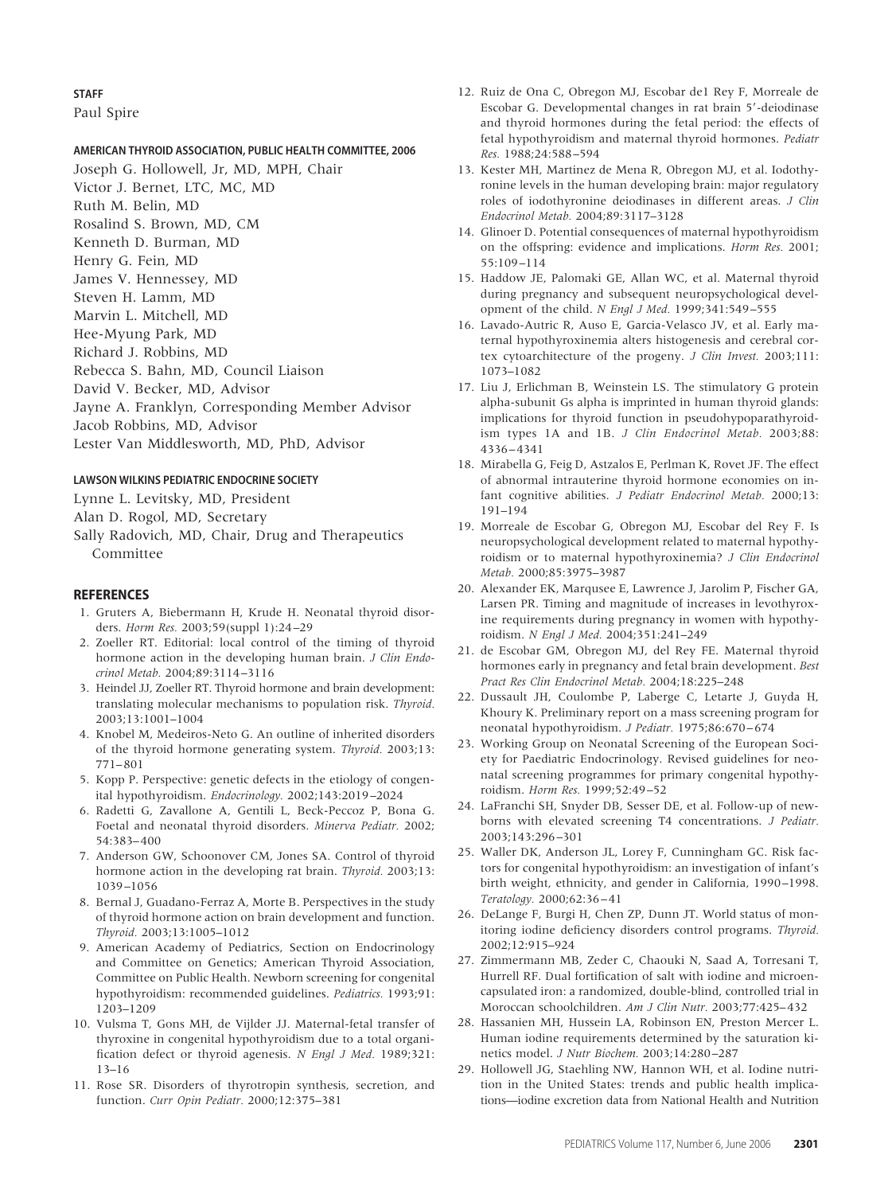**STAFF**

Paul Spire

**AMERICAN THYROID ASSOCIATION, PUBLIC HEALTH COMMITTEE, 2006**

Joseph G. Hollowell, Jr, MD, MPH, Chair
Victor J. Bernet, LTC, MC, MD
Ruth M. Belin, MD
Rosalind S. Brown, MD, CM
Kenneth D. Burman, MD
Henry G. Fein, MD
James V. Hennessey, MD
Steven H. Lamm, MD
Marvin L. Mitchell, MD
Hee-Myung Park, MD
Richard J. Robbins, MD
Rebecca S. Bahn, MD, Council Liaison
David V. Becker, MD, Advisor
Jayne A. Franklyn, Corresponding Member Advisor
Jacob Robbins, MD, Advisor
Lester Van Middlesworth, MD, PhD, Advisor

**LAWSON WILKINS PEDIATRIC ENDOCRINE SOCIETY**

Lynne L. Levitsky, MD, President
Alan D. Rogol, MD, Secretary
Sally Radovich, MD, Chair, Drug and Therapeutics Committee

## REFERENCES

1. Gruters A, Biebermann H, Krude H. Neonatal thyroid disorders. *Horm Res.* 2003;59(suppl 1):24–29
2. Zoeller RT. Editorial: local control of the timing of thyroid hormone action in the developing human brain. *J Clin Endocrinol Metab.* 2004;89:3114–3116
3. Heindel JJ, Zoeller RT. Thyroid hormone and brain development: translating molecular mechanisms to population risk. *Thyroid.* 2003;13:1001–1004
4. Knobel M, Medeiros-Neto G. An outline of inherited disorders of the thyroid hormone generating system. *Thyroid.* 2003;13:771–801
5. Kopp P. Perspective: genetic defects in the etiology of congenital hypothyroidism. *Endocrinology.* 2002;143:2019–2024
6. Radetti G, Zavallone A, Gentili L, Beck-Peccoz P, Bona G. Foetal and neonatal thyroid disorders. *Minerva Pediatr.* 2002;54:383–400
7. Anderson GW, Schoonover CM, Jones SA. Control of thyroid hormone action in the developing rat brain. *Thyroid.* 2003;13:1039–1056
8. Bernal J, Guadano-Ferraz A, Morte B. Perspectives in the study of thyroid hormone action on brain development and function. *Thyroid.* 2003;13:1005–1012
9. American Academy of Pediatrics, Section on Endocrinology and Committee on Genetics; American Thyroid Association, Committee on Public Health. Newborn screening for congenital hypothyroidism: recommended guidelines. *Pediatrics.* 1993;91:1203–1209
10. Vulsma T, Gons MH, de Vijlder JJ. Maternal-fetal transfer of thyroxine in congenital hypothyroidism due to a total organification defect or thyroid agenesis. *N Engl J Med.* 1989;321:13–16
11. Rose SR. Disorders of thyrotropin synthesis, secretion, and function. *Curr Opin Pediatr.* 2000;12:375–381
12. Ruiz de Ona C, Obregon MJ, Escobar de1 Rey F, Morreale de Escobar G. Developmental changes in rat brain 5′-deiodinase and thyroid hormones during the fetal period: the effects of fetal hypothyroidism and maternal thyroid hormones. *Pediatr Res.* 1988;24:588–594
13. Kester MH, Martinez de Mena R, Obregon MJ, et al. Iodothyronine levels in the human developing brain: major regulatory roles of iodothyronine deiodinases in different areas. *J Clin Endocrinol Metab.* 2004;89:3117–3128
14. Glinoer D. Potential consequences of maternal hypothyroidism on the offspring: evidence and implications. *Horm Res.* 2001;55:109–114
15. Haddow JE, Palomaki GE, Allan WC, et al. Maternal thyroid during pregnancy and subsequent neuropsychological development of the child. *N Engl J Med.* 1999;341:549–555
16. Lavado-Autric R, Auso E, Garcia-Velasco JV, et al. Early maternal hypothyroxinemia alters histogenesis and cerebral cortex cytoarchitecture of the progeny. *J Clin Invest.* 2003;111:1073–1082
17. Liu J, Erlichman B, Weinstein LS. The stimulatory G protein alpha-subunit Gs alpha is imprinted in human thyroid glands: implications for thyroid function in pseudohypoparathyroidism types 1A and 1B. *J Clin Endocrinol Metab.* 2003;88:4336–4341
18. Mirabella G, Feig D, Astzalos E, Perlman K, Rovet JF. The effect of abnormal intrauterine thyroid hormone economies on infant cognitive abilities. *J Pediatr Endocrinol Metab.* 2000;13:191–194
19. Morreale de Escobar G, Obregon MJ, Escobar del Rey F. Is neuropsychological development related to maternal hypothyroidism or to maternal hypothyroxinemia? *J Clin Endocrinol Metab.* 2000;85:3975–3987
20. Alexander EK, Marqusee E, Lawrence J, Jarolim P, Fischer GA, Larsen PR. Timing and magnitude of increases in levothyroxine requirements during pregnancy in women with hypothyroidism. *N Engl J Med.* 2004;351:241–249
21. de Escobar GM, Obregon MJ, del Rey FE. Maternal thyroid hormones early in pregnancy and fetal brain development. *Best Pract Res Clin Endocrinol Metab.* 2004;18:225–248
22. Dussault JH, Coulombe P, Laberge C, Letarte J, Guyda H, Khoury K. Preliminary report on a mass screening program for neonatal hypothyroidism. *J Pediatr.* 1975;86:670–674
23. Working Group on Neonatal Screening of the European Society for Paediatric Endocrinology. Revised guidelines for neonatal screening programmes for primary congenital hypothyroidism. *Horm Res.* 1999;52:49–52
24. LaFranchi SH, Snyder DB, Sesser DE, et al. Follow-up of newborns with elevated screening T4 concentrations. *J Pediatr.* 2003;143:296–301
25. Waller DK, Anderson JL, Lorey F, Cunningham GC. Risk factors for congenital hypothyroidism: an investigation of infant's birth weight, ethnicity, and gender in California, 1990–1998. *Teratology.* 2000;62:36–41
26. DeLange F, Burgi H, Chen ZP, Dunn JT. World status of monitoring iodine deficiency disorders control programs. *Thyroid.* 2002;12:915–924
27. Zimmermann MB, Zeder C, Chaouki N, Saad A, Torresani T, Hurrell RF. Dual fortification of salt with iodine and microencapsulated iron: a randomized, double-blind, controlled trial in Moroccan schoolchildren. *Am J Clin Nutr.* 2003;77:425–432
28. Hassanien MH, Hussein LA, Robinson EN, Preston Mercer L. Human iodine requirements determined by the saturation kinetics model. *J Nutr Biochem.* 2003;14:280–287
29. Hollowell JG, Staehling NW, Hannon WH, et al. Iodine nutrition in the United States: trends and public health implications—iodine excretion data from National Health and Nutrition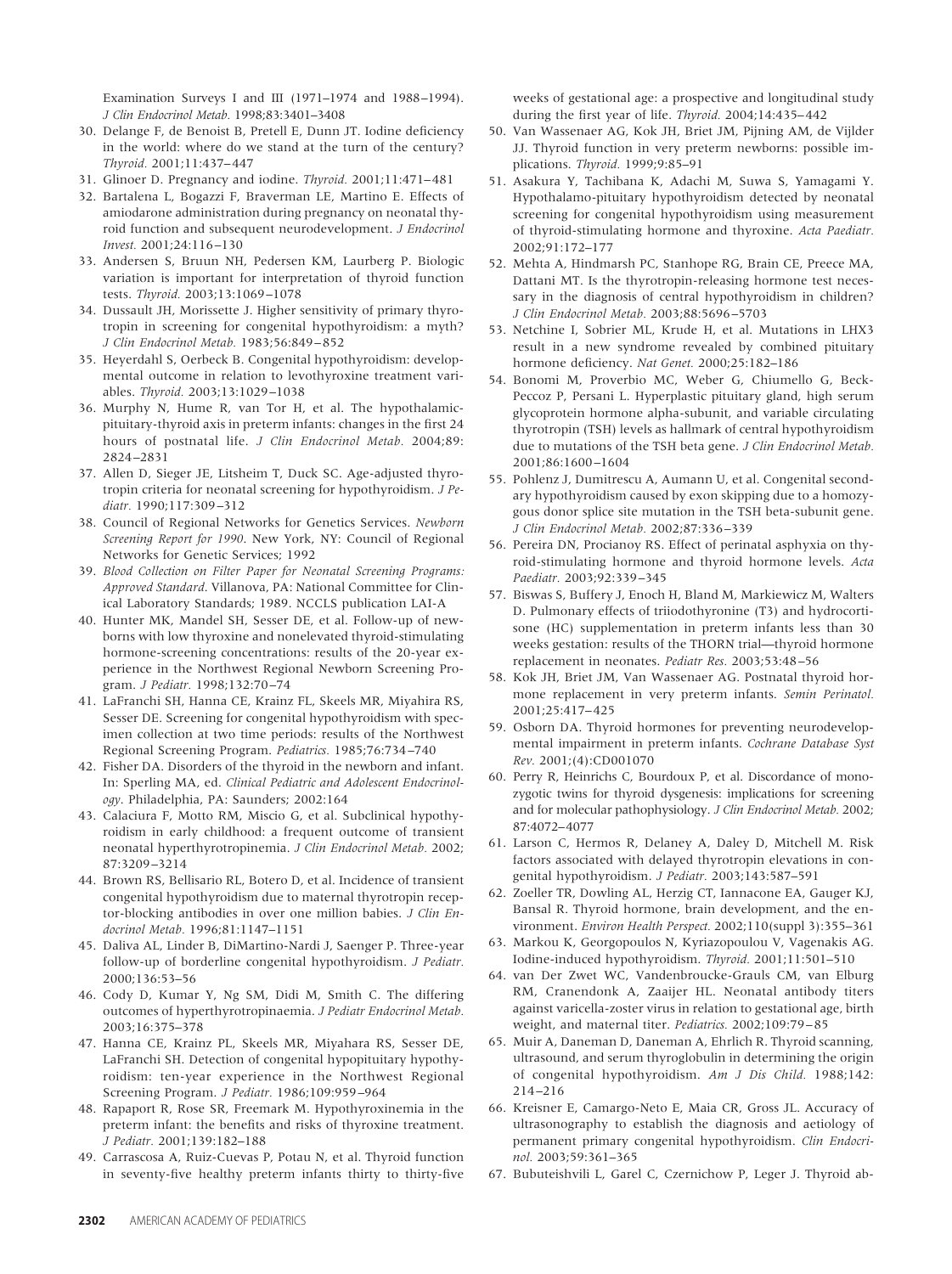Examination Surveys I and III (1971–1974 and 1988–1994). *J Clin Endocrinol Metab.* 1998;83:3401–3408

30. Delange F, de Benoist B, Pretell E, Dunn JT. Iodine deficiency in the world: where do we stand at the turn of the century? *Thyroid.* 2001;11:437–447
31. Glinoer D. Pregnancy and iodine. *Thyroid.* 2001;11:471–481
32. Bartalena L, Bogazzi F, Braverman LE, Martino E. Effects of amiodarone administration during pregnancy on neonatal thyroid function and subsequent neurodevelopment. *J Endocrinol Invest.* 2001;24:116–130
33. Andersen S, Bruun NH, Pedersen KM, Laurberg P. Biologic variation is important for interpretation of thyroid function tests. *Thyroid.* 2003;13:1069–1078
34. Dussault JH, Morissette J. Higher sensitivity of primary thyrotropin in screening for congenital hypothyroidism: a myth? *J Clin Endocrinol Metab.* 1983;56:849–852
35. Heyerdahl S, Oerbeck B. Congenital hypothyroidism: developmental outcome in relation to levothyroxine treatment variables. *Thyroid.* 2003;13:1029–1038
36. Murphy N, Hume R, van Tor H, et al. The hypothalamic-pituitary-thyroid axis in preterm infants: changes in the first 24 hours of postnatal life. *J Clin Endocrinol Metab.* 2004;89:2824–2831
37. Allen D, Sieger JE, Litsheim T, Duck SC. Age-adjusted thyrotropin criteria for neonatal screening for hypothyroidism. *J Pediatr.* 1990;117:309–312
38. Council of Regional Networks for Genetics Services. *Newborn Screening Report for 1990*. New York, NY: Council of Regional Networks for Genetic Services; 1992
39. *Blood Collection on Filter Paper for Neonatal Screening Programs: Approved Standard*. Villanova, PA: National Committee for Clinical Laboratory Standards; 1989. NCCLS publication LAI-A
40. Hunter MK, Mandel SH, Sesser DE, et al. Follow-up of newborns with low thyroxine and nonelevated thyroid-stimulating hormone-screening concentrations: results of the 20-year experience in the Northwest Regional Newborn Screening Program. *J Pediatr.* 1998;132:70–74
41. LaFranchi SH, Hanna CE, Krainz FL, Skeels MR, Miyahira RS, Sesser DE. Screening for congenital hypothyroidism with specimen collection at two time periods: results of the Northwest Regional Screening Program. *Pediatrics.* 1985;76:734–740
42. Fisher DA. Disorders of the thyroid in the newborn and infant. In: Sperling MA, ed. *Clinical Pediatric and Adolescent Endocrinology*. Philadelphia, PA: Saunders; 2002:164
43. Calaciura F, Motto RM, Miscio G, et al. Subclinical hypothyroidism in early childhood: a frequent outcome of transient neonatal hyperthyrotropinemia. *J Clin Endocrinol Metab.* 2002;87:3209–3214
44. Brown RS, Bellisario RL, Botero D, et al. Incidence of transient congenital hypothyroidism due to maternal thyrotropin receptor-blocking antibodies in over one million babies. *J Clin Endocrinol Metab.* 1996;81:1147–1151
45. Daliva AL, Linder B, DiMartino-Nardi J, Saenger P. Three-year follow-up of borderline congenital hypothyroidism. *J Pediatr.* 2000;136:53–56
46. Cody D, Kumar Y, Ng SM, Didi M, Smith C. The differing outcomes of hyperthyrotropinaemia. *J Pediatr Endocrinol Metab.* 2003;16:375–378
47. Hanna CE, Krainz PL, Skeels MR, Miyahara RS, Sesser DE, LaFranchi SH. Detection of congenital hypopituitary hypothyroidism: ten-year experience in the Northwest Regional Screening Program. *J Pediatr.* 1986;109:959–964
48. Rapaport R, Rose SR, Freemark M. Hypothyroxinemia in the preterm infant: the benefits and risks of thyroxine treatment. *J Pediatr.* 2001;139:182–188
49. Carrascosa A, Ruiz-Cuevas P, Potau N, et al. Thyroid function in seventy-five healthy preterm infants thirty to thirty-five weeks of gestational age: a prospective and longitudinal study during the first year of life. *Thyroid.* 2004;14:435–442
50. Van Wassenaer AG, Kok JH, Briet JM, Pijning AM, de Vijlder JJ. Thyroid function in very preterm newborns: possible implications. *Thyroid.* 1999;9:85–91
51. Asakura Y, Tachibana K, Adachi M, Suwa S, Yamagami Y. Hypothalamo-pituitary hypothyroidism detected by neonatal screening for congenital hypothyroidism using measurement of thyroid-stimulating hormone and thyroxine. *Acta Paediatr.* 2002;91:172–177
52. Mehta A, Hindmarsh PC, Stanhope RG, Brain CE, Preece MA, Dattani MT. Is the thyrotropin-releasing hormone test necessary in the diagnosis of central hypothyroidism in children? *J Clin Endocrinol Metab.* 2003;88:5696–5703
53. Netchine I, Sobrier ML, Krude H, et al. Mutations in LHX3 result in a new syndrome revealed by combined pituitary hormone deficiency. *Nat Genet.* 2000;25:182–186
54. Bonomi M, Proverbio MC, Weber G, Chiumello G, Beck-Peccoz P, Persani L. Hyperplastic pituitary gland, high serum glycoprotein hormone alpha-subunit, and variable circulating thyrotropin (TSH) levels as hallmark of central hypothyroidism due to mutations of the TSH beta gene. *J Clin Endocrinol Metab.* 2001;86:1600–1604
55. Pohlenz J, Dumitrescu A, Aumann U, et al. Congenital secondary hypothyroidism caused by exon skipping due to a homozygous donor splice site mutation in the TSH beta-subunit gene. *J Clin Endocrinol Metab.* 2002;87:336–339
56. Pereira DN, Procianoy RS. Effect of perinatal asphyxia on thyroid-stimulating hormone and thyroid hormone levels. *Acta Paediatr.* 2003;92:339–345
57. Biswas S, Buffery J, Enoch H, Bland M, Markiewicz M, Walters D. Pulmonary effects of triiodothyronine (T3) and hydrocortisone (HC) supplementation in preterm infants less than 30 weeks gestation: results of the THORN trial—thyroid hormone replacement in neonates. *Pediatr Res.* 2003;53:48–56
58. Kok JH, Briet JM, Van Wassenaer AG. Postnatal thyroid hormone replacement in very preterm infants. *Semin Perinatol.* 2001;25:417–425
59. Osborn DA. Thyroid hormones for preventing neurodevelopmental impairment in preterm infants. *Cochrane Database Syst Rev.* 2001;(4):CD001070
60. Perry R, Heinrichs C, Bourdoux P, et al. Discordance of monozygotic twins for thyroid dysgenesis: implications for screening and for molecular pathophysiology. *J Clin Endocrinol Metab.* 2002;87:4072–4077
61. Larson C, Hermos R, Delaney A, Daley D, Mitchell M. Risk factors associated with delayed thyrotropin elevations in congenital hypothyroidism. *J Pediatr.* 2003;143:587–591
62. Zoeller TR, Dowling AL, Herzig CT, Iannacone EA, Gauger KJ, Bansal R. Thyroid hormone, brain development, and the environment. *Environ Health Perspect.* 2002;110(suppl 3):355–361
63. Markou K, Georgopoulos N, Kyriazopoulou V, Vagenakis AG. Iodine-induced hypothyroidism. *Thyroid.* 2001;11:501–510
64. van Der Zwet WC, Vandenbroucke-Grauls CM, van Elburg RM, Cranendonk A, Zaaijer HL. Neonatal antibody titers against varicella-zoster virus in relation to gestational age, birth weight, and maternal titer. *Pediatrics.* 2002;109:79–85
65. Muir A, Daneman D, Daneman A, Ehrlich R. Thyroid scanning, ultrasound, and serum thyroglobulin in determining the origin of congenital hypothyroidism. *Am J Dis Child.* 1988;142:214–216
66. Kreisner E, Camargo-Neto E, Maia CR, Gross JL. Accuracy of ultrasonography to establish the diagnosis and aetiology of permanent primary congenital hypothyroidism. *Clin Endocrinol.* 2003;59:361–365
67. Bubuteishvili L, Garel C, Czernichow P, Leger J. Thyroid ab-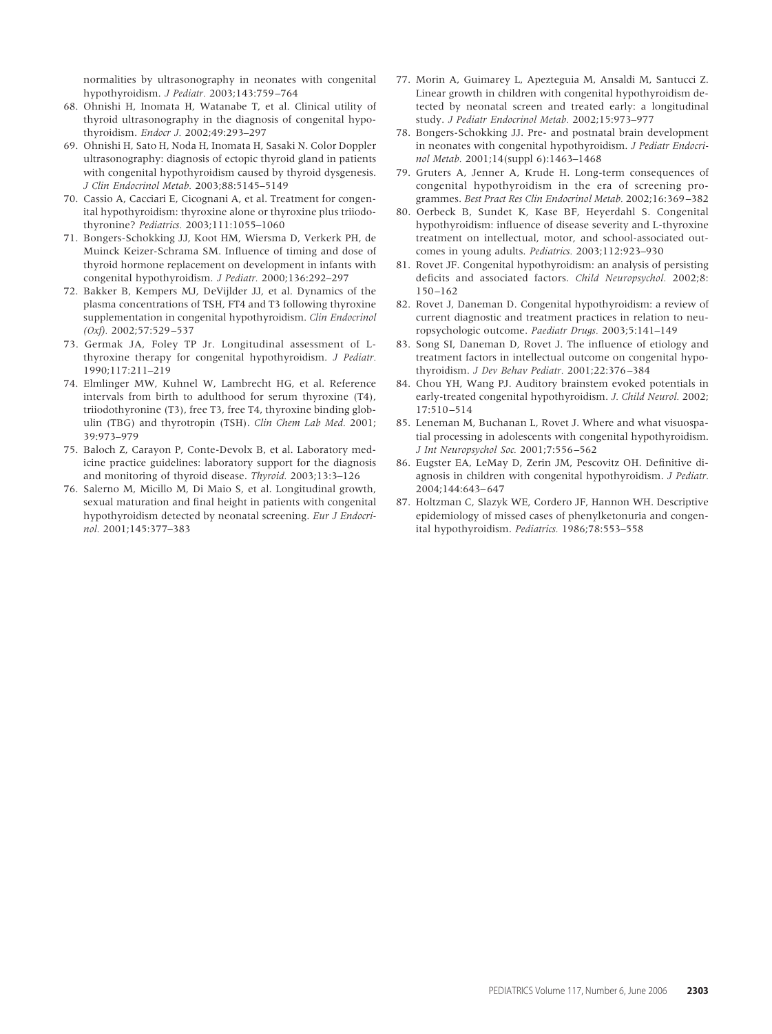normalities by ultrasonography in neonates with congenital hypothyroidism. *J Pediatr.* 2003;143:759–764

68. Ohnishi H, Inomata H, Watanabe T, et al. Clinical utility of thyroid ultrasonography in the diagnosis of congenital hypothyroidism. *Endocr J.* 2002;49:293–297
69. Ohnishi H, Sato H, Noda H, Inomata H, Sasaki N. Color Doppler ultrasonography: diagnosis of ectopic thyroid gland in patients with congenital hypothyroidism caused by thyroid dysgenesis. *J Clin Endocrinol Metab.* 2003;88:5145–5149
70. Cassio A, Cacciari E, Cicognani A, et al. Treatment for congenital hypothyroidism: thyroxine alone or thyroxine plus triiodothyronine? *Pediatrics.* 2003;111:1055–1060
71. Bongers-Schokking JJ, Koot HM, Wiersma D, Verkerk PH, de Muinck Keizer-Schrama SM. Influence of timing and dose of thyroid hormone replacement on development in infants with congenital hypothyroidism. *J Pediatr.* 2000;136:292–297
72. Bakker B, Kempers MJ, DeVijlder JJ, et al. Dynamics of the plasma concentrations of TSH, FT4 and T3 following thyroxine supplementation in congenital hypothyroidism. *Clin Endocrinol (Oxf).* 2002;57:529–537
73. Germak JA, Foley TP Jr. Longitudinal assessment of L-thyroxine therapy for congenital hypothyroidism. *J Pediatr.* 1990;117:211–219
74. Elmlinger MW, Kuhnel W, Lambrecht HG, et al. Reference intervals from birth to adulthood for serum thyroxine (T4), triiodothyronine (T3), free T3, free T4, thyroxine binding globulin (TBG) and thyrotropin (TSH). *Clin Chem Lab Med.* 2001; 39:973–979
75. Baloch Z, Carayon P, Conte-Devolx B, et al. Laboratory medicine practice guidelines: laboratory support for the diagnosis and monitoring of thyroid disease. *Thyroid.* 2003;13:3–126
76. Salerno M, Micillo M, Di Maio S, et al. Longitudinal growth, sexual maturation and final height in patients with congenital hypothyroidism detected by neonatal screening. *Eur J Endocrinol.* 2001;145:377–383
77. Morin A, Guimarey L, Apezteguia M, Ansaldi M, Santucci Z. Linear growth in children with congenital hypothyroidism detected by neonatal screen and treated early: a longitudinal study. *J Pediatr Endocrinol Metab.* 2002;15:973–977
78. Bongers-Schokking JJ. Pre- and postnatal brain development in neonates with congenital hypothyroidism. *J Pediatr Endocrinol Metab.* 2001;14(suppl 6):1463–1468
79. Gruters A, Jenner A, Krude H. Long-term consequences of congenital hypothyroidism in the era of screening programmes. *Best Pract Res Clin Endocrinol Metab.* 2002;16:369–382
80. Oerbeck B, Sundet K, Kase BF, Heyerdahl S. Congenital hypothyroidism: influence of disease severity and L-thyroxine treatment on intellectual, motor, and school-associated outcomes in young adults. *Pediatrics.* 2003;112:923–930
81. Rovet JF. Congenital hypothyroidism: an analysis of persisting deficits and associated factors. *Child Neuropsychol.* 2002;8: 150–162
82. Rovet J, Daneman D. Congenital hypothyroidism: a review of current diagnostic and treatment practices in relation to neuropsychologic outcome. *Paediatr Drugs.* 2003;5:141–149
83. Song SI, Daneman D, Rovet J. The influence of etiology and treatment factors in intellectual outcome on congenital hypothyroidism. *J Dev Behav Pediatr.* 2001;22:376–384
84. Chou YH, Wang PJ. Auditory brainstem evoked potentials in early-treated congenital hypothyroidism. *J. Child Neurol.* 2002; 17:510–514
85. Leneman M, Buchanan L, Rovet J. Where and what visuospatial processing in adolescents with congenital hypothyroidism. *J Int Neuropsychol Soc.* 2001;7:556–562
86. Eugster EA, LeMay D, Zerin JM, Pescovitz OH. Definitive diagnosis in children with congenital hypothyroidism. *J Pediatr.* 2004;144:643–647
87. Holtzman C, Slazyk WE, Cordero JF, Hannon WH. Descriptive epidemiology of missed cases of phenylketonuria and congenital hypothyroidism. *Pediatrics.* 1986;78:553–558